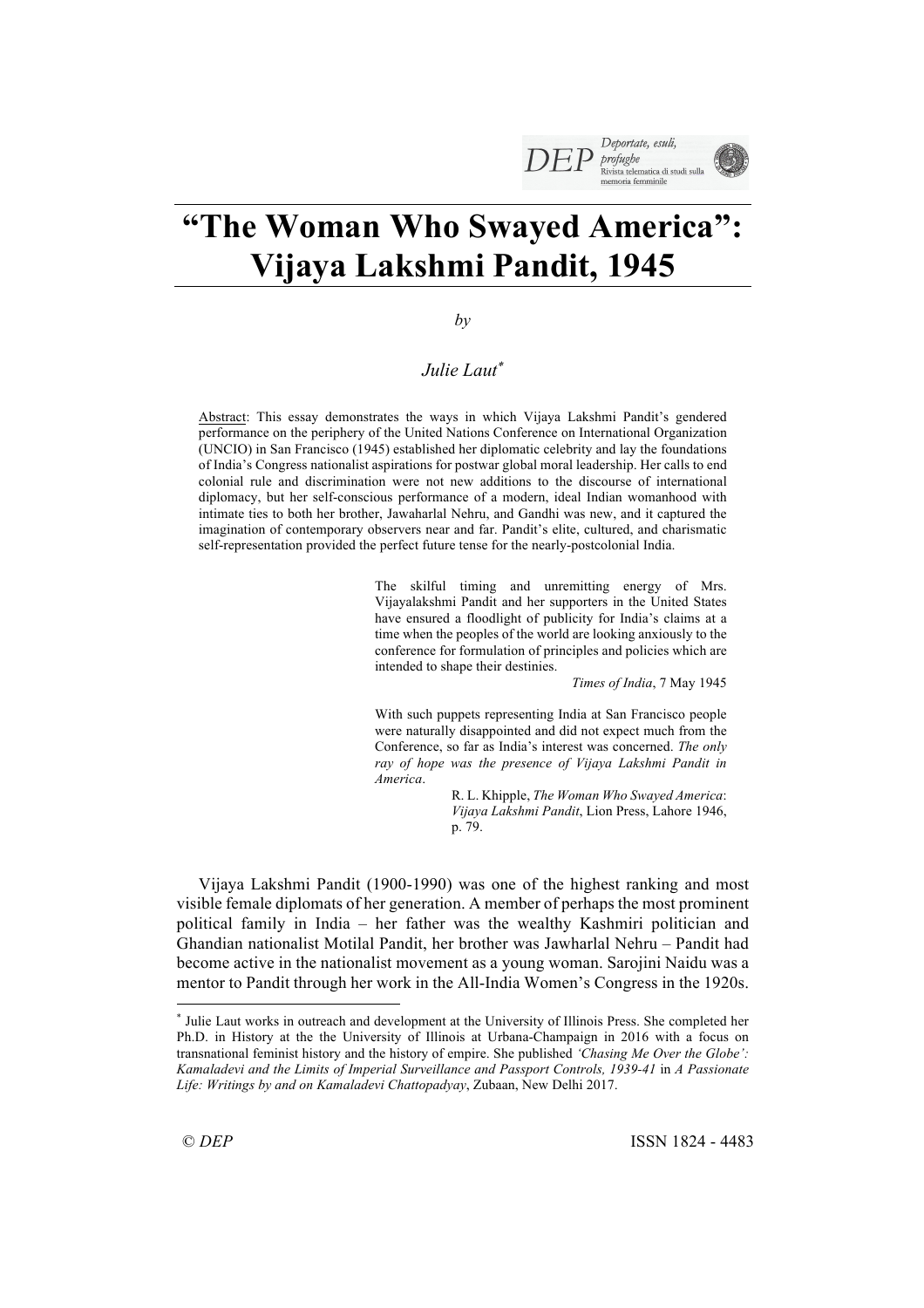# "The Woman Who Swayed America": Vijaya Lakshmi Pandit, 1945

*by*

*Julie Laut*[*]

Abstract: This essay demonstrates the ways in which Vijaya Lakshmi Pandit's gendered performance on the periphery of the United Nations Conference on International Organization (UNCIO) in San Francisco (1945) established her diplomatic celebrity and lay the foundations of India's Congress nationalist aspirations for postwar global moral leadership. Her calls to end colonial rule and discrimination were not new additions to the discourse of international diplomacy, but her self-conscious performance of a modern, ideal Indian womanhood with intimate ties to both her brother, Jawaharlal Nehru, and Gandhi was new, and it captured the imagination of contemporary observers near and far. Pandit's elite, cultured, and charismatic self-representation provided the perfect future tense for the nearly-postcolonial India.

> The skilful timing and unremitting energy of Mrs. Vijayalakshmi Pandit and her supporters in the United States have ensured a floodlight of publicity for India's claims at a time when the peoples of the world are looking anxiously to the conference for formulation of principles and policies which are intended to shape their destinies.
>
> *Times of India*, 7 May 1945

> With such puppets representing India at San Francisco people were naturally disappointed and did not expect much from the Conference, so far as India's interest was concerned. *The only ray of hope was the presence of Vijaya Lakshmi Pandit in America*.
>
> R. L. Khipple, *The Woman Who Swayed America*: *Vijaya Lakshmi Pandit*, Lion Press, Lahore 1946, p. 79.

Vijaya Lakshmi Pandit (1900-1990) was one of the highest ranking and most visible female diplomats of her generation. A member of perhaps the most prominent political family in India – her father was the wealthy Kashmiri politician and Ghandian nationalist Motilal Pandit, her brother was Jawharlal Nehru – Pandit had become active in the nationalist movement as a young woman. Sarojini Naidu was a mentor to Pandit through her work in the All-India Women's Congress in the 1920s.

---

[*] Julie Laut works in outreach and development at the University of Illinois Press. She completed her Ph.D. in History at the the University of Illinois at Urbana-Champaign in 2016 with a focus on transnational feminist history and the history of empire. She published *'Chasing Me Over the Globe': Kamaladevi and the Limits of Imperial Surveillance and Passport Controls, 1939-41* in *A Passionate Life: Writings by and on Kamaladevi Chattopadyay*, Zubaan, New Delhi 2017.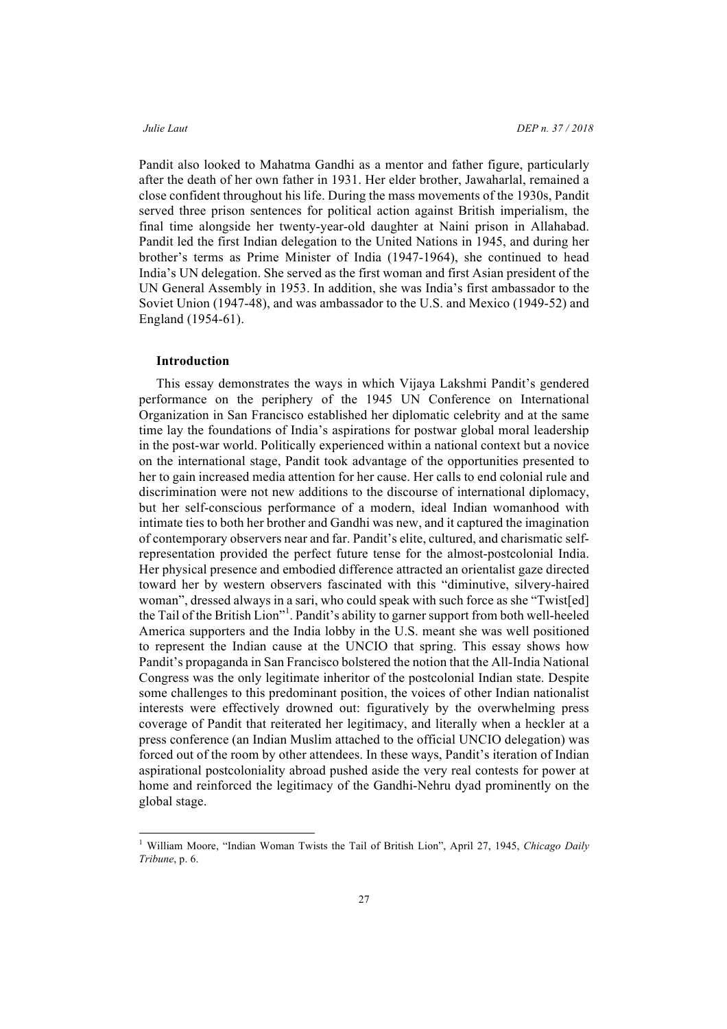Pandit also looked to Mahatma Gandhi as a mentor and father figure, particularly after the death of her own father in 1931. Her elder brother, Jawaharlal, remained a close confident throughout his life. During the mass movements of the 1930s, Pandit served three prison sentences for political action against British imperialism, the final time alongside her twenty-year-old daughter at Naini prison in Allahabad. Pandit led the first Indian delegation to the United Nations in 1945, and during her brother's terms as Prime Minister of India (1947-1964), she continued to head India's UN delegation. She served as the first woman and first Asian president of the UN General Assembly in 1953. In addition, she was India's first ambassador to the Soviet Union (1947-48), and was ambassador to the U.S. and Mexico (1949-52) and England (1954-61).

## Introduction

This essay demonstrates the ways in which Vijaya Lakshmi Pandit's gendered performance on the periphery of the 1945 UN Conference on International Organization in San Francisco established her diplomatic celebrity and at the same time lay the foundations of India's aspirations for postwar global moral leadership in the post-war world. Politically experienced within a national context but a novice on the international stage, Pandit took advantage of the opportunities presented to her to gain increased media attention for her cause. Her calls to end colonial rule and discrimination were not new additions to the discourse of international diplomacy, but her self-conscious performance of a modern, ideal Indian womanhood with intimate ties to both her brother and Gandhi was new, and it captured the imagination of contemporary observers near and far. Pandit's elite, cultured, and charismatic self-representation provided the perfect future tense for the almost-postcolonial India. Her physical presence and embodied difference attracted an orientalist gaze directed toward her by western observers fascinated with this "diminutive, silvery-haired woman", dressed always in a sari, who could speak with such force as she "Twist[ed] the Tail of the British Lion"[1]. Pandit's ability to garner support from both well-heeled America supporters and the India lobby in the U.S. meant she was well positioned to represent the Indian cause at the UNCIO that spring. This essay shows how Pandit's propaganda in San Francisco bolstered the notion that the All-India National Congress was the only legitimate inheritor of the postcolonial Indian state. Despite some challenges to this predominant position, the voices of other Indian nationalist interests were effectively drowned out: figuratively by the overwhelming press coverage of Pandit that reiterated her legitimacy, and literally when a heckler at a press conference (an Indian Muslim attached to the official UNCIO delegation) was forced out of the room by other attendees. In these ways, Pandit's iteration of Indian aspirational postcoloniality abroad pushed aside the very real contests for power at home and reinforced the legitimacy of the Gandhi-Nehru dyad prominently on the global stage.

---

[1] William Moore, "Indian Woman Twists the Tail of British Lion", April 27, 1945, *Chicago Daily Tribune*, p. 6.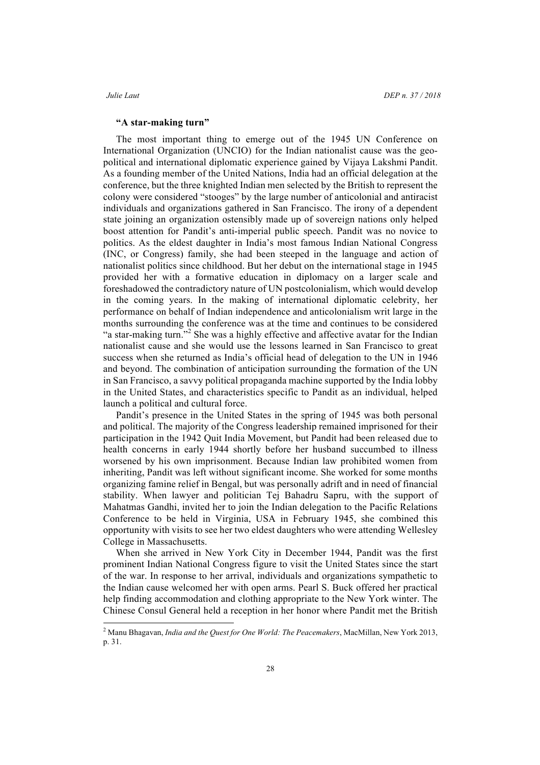### "A star-making turn"

The most important thing to emerge out of the 1945 UN Conference on International Organization (UNCIO) for the Indian nationalist cause was the geo-political and international diplomatic experience gained by Vijaya Lakshmi Pandit. As a founding member of the United Nations, India had an official delegation at the conference, but the three knighted Indian men selected by the British to represent the colony were considered "stooges" by the large number of anticolonial and antiracist individuals and organizations gathered in San Francisco. The irony of a dependent state joining an organization ostensibly made up of sovereign nations only helped boost attention for Pandit's anti-imperial public speech. Pandit was no novice to politics. As the eldest daughter in India's most famous Indian National Congress (INC, or Congress) family, she had been steeped in the language and action of nationalist politics since childhood. But her debut on the international stage in 1945 provided her with a formative education in diplomacy on a larger scale and foreshadowed the contradictory nature of UN postcolonialism, which would develop in the coming years. In the making of international diplomatic celebrity, her performance on behalf of Indian independence and anticolonialism writ large in the months surrounding the conference was at the time and continues to be considered "a star-making turn."[2] She was a highly effective and affective avatar for the Indian nationalist cause and she would use the lessons learned in San Francisco to great success when she returned as India's official head of delegation to the UN in 1946 and beyond. The combination of anticipation surrounding the formation of the UN in San Francisco, a savvy political propaganda machine supported by the India lobby in the United States, and characteristics specific to Pandit as an individual, helped launch a political and cultural force.

Pandit's presence in the United States in the spring of 1945 was both personal and political. The majority of the Congress leadership remained imprisoned for their participation in the 1942 Quit India Movement, but Pandit had been released due to health concerns in early 1944 shortly before her husband succumbed to illness worsened by his own imprisonment. Because Indian law prohibited women from inheriting, Pandit was left without significant income. She worked for some months organizing famine relief in Bengal, but was personally adrift and in need of financial stability. When lawyer and politician Tej Bahadru Sapru, with the support of Mahatmas Gandhi, invited her to join the Indian delegation to the Pacific Relations Conference to be held in Virginia, USA in February 1945, she combined this opportunity with visits to see her two eldest daughters who were attending Wellesley College in Massachusetts.

When she arrived in New York City in December 1944, Pandit was the first prominent Indian National Congress figure to visit the United States since the start of the war. In response to her arrival, individuals and organizations sympathetic to the Indian cause welcomed her with open arms. Pearl S. Buck offered her practical help finding accommodation and clothing appropriate to the New York winter. The Chinese Consul General held a reception in her honor where Pandit met the British

[2] Manu Bhagavan, *India and the Quest for One World: The Peacemakers*, MacMillan, New York 2013, p. 31.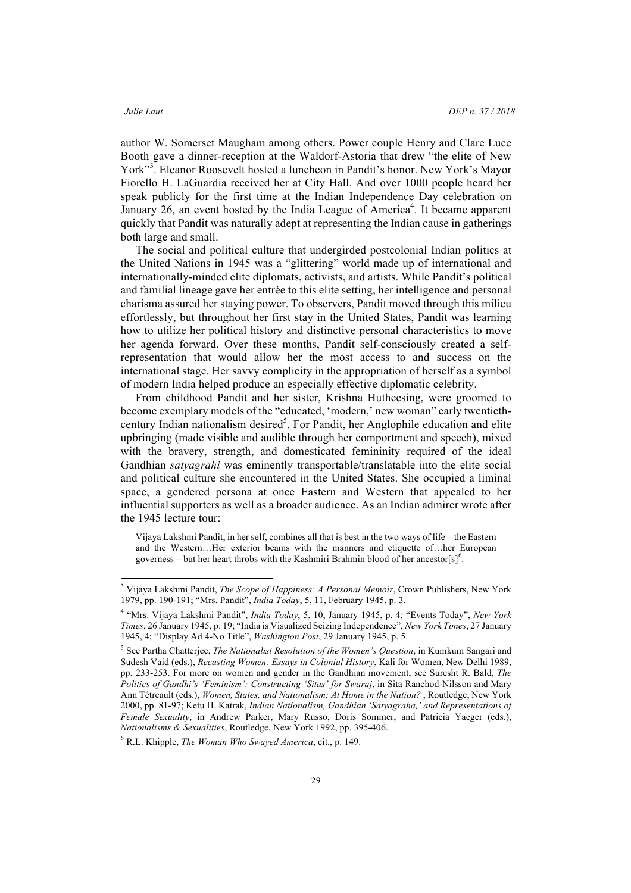author W. Somerset Maugham among others. Power couple Henry and Clare Luce Booth gave a dinner-reception at the Waldorf-Astoria that drew "the elite of New York"[3]. Eleanor Roosevelt hosted a luncheon in Pandit's honor. New York's Mayor Fiorello H. LaGuardia received her at City Hall. And over 1000 people heard her speak publicly for the first time at the Indian Independence Day celebration on January 26, an event hosted by the India League of America[4]. It became apparent quickly that Pandit was naturally adept at representing the Indian cause in gatherings both large and small.

The social and political culture that undergirded postcolonial Indian politics at the United Nations in 1945 was a "glittering" world made up of international and internationally-minded elite diplomats, activists, and artists. While Pandit's political and familial lineage gave her entrée to this elite setting, her intelligence and personal charisma assured her staying power. To observers, Pandit moved through this milieu effortlessly, but throughout her first stay in the United States, Pandit was learning how to utilize her political history and distinctive personal characteristics to move her agenda forward. Over these months, Pandit self-consciously created a self-representation that would allow her the most access to and success on the international stage. Her savvy complicity in the appropriation of herself as a symbol of modern India helped produce an especially effective diplomatic celebrity.

From childhood Pandit and her sister, Krishna Hutheesing, were groomed to become exemplary models of the "educated, 'modern,' new woman" early twentieth-century Indian nationalism desired[5]. For Pandit, her Anglophile education and elite upbringing (made visible and audible through her comportment and speech), mixed with the bravery, strength, and domesticated femininity required of the ideal Gandhian *satyagrahi* was eminently transportable/translatable into the elite social and political culture she encountered in the United States. She occupied a liminal space, a gendered persona at once Eastern and Western that appealed to her influential supporters as well as a broader audience. As an Indian admirer wrote after the 1945 lecture tour:

> Vijaya Lakshmi Pandit, in her self, combines all that is best in the two ways of life – the Eastern and the Western…Her exterior beams with the manners and etiquette of…her European governess – but her heart throbs with the Kashmiri Brahmin blood of her ancestor[s][6].

---

[3] Vijaya Lakshmi Pandit, *The Scope of Happiness: A Personal Memoir*, Crown Publishers, New York 1979, pp. 190-191; "Mrs. Pandit", *India Today*, 5, 11, February 1945, p. 3.

[4] "Mrs. Vijaya Lakshmi Pandit", *India Today*, 5, 10, January 1945, p. 4; "Events Today", *New York Times*, 26 January 1945, p. 19; "India is Visualized Seizing Independence", *New York Times*, 27 January 1945, 4; "Display Ad 4-No Title", *Washington Post*, 29 January 1945, p. 5.

[5] See Partha Chatterjee, *The Nationalist Resolution of the Women's Question*, in Kumkum Sangari and Sudesh Vaid (eds.), *Recasting Women: Essays in Colonial History*, Kali for Women, New Delhi 1989, pp. 233-253. For more on women and gender in the Gandhian movement, see Suresht R. Bald, *The Politics of Gandhi's 'Feminism': Constructing 'Sitas' for Swaraj*, in Sita Ranchod-Nilsson and Mary Ann Tétreault (eds.), *Women, States, and Nationalism: At Home in the Nation?* , Routledge, New York 2000, pp. 81-97; Ketu H. Katrak, *Indian Nationalism, Gandhian 'Satyagraha,' and Representations of Female Sexuality*, in Andrew Parker, Mary Russo, Doris Sommer, and Patricia Yaeger (eds.), *Nationalisms & Sexualities*, Routledge, New York 1992, pp. 395-406.

[6] R.L. Khipple, *The Woman Who Swayed America*, cit., p. 149.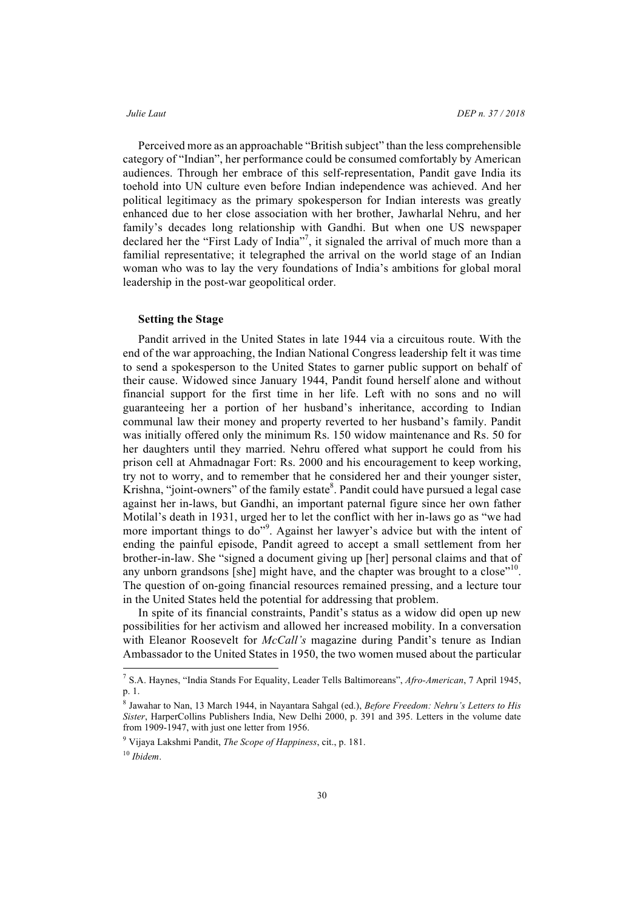Perceived more as an approachable "British subject" than the less comprehensible category of "Indian", her performance could be consumed comfortably by American audiences. Through her embrace of this self-representation, Pandit gave India its toehold into UN culture even before Indian independence was achieved. And her political legitimacy as the primary spokesperson for Indian interests was greatly enhanced due to her close association with her brother, Jawharlal Nehru, and her family's decades long relationship with Gandhi. But when one US newspaper declared her the "First Lady of India"[7], it signaled the arrival of much more than a familial representative; it telegraphed the arrival on the world stage of an Indian woman who was to lay the very foundations of India's ambitions for global moral leadership in the post-war geopolitical order.

**Setting the Stage**

Pandit arrived in the United States in late 1944 via a circuitous route. With the end of the war approaching, the Indian National Congress leadership felt it was time to send a spokesperson to the United States to garner public support on behalf of their cause. Widowed since January 1944, Pandit found herself alone and without financial support for the first time in her life. Left with no sons and no will guaranteeing her a portion of her husband's inheritance, according to Indian communal law their money and property reverted to her husband's family. Pandit was initially offered only the minimum Rs. 150 widow maintenance and Rs. 50 for her daughters until they married. Nehru offered what support he could from his prison cell at Ahmadnagar Fort: Rs. 2000 and his encouragement to keep working, try not to worry, and to remember that he considered her and their younger sister, Krishna, "joint-owners" of the family estate[8]. Pandit could have pursued a legal case against her in-laws, but Gandhi, an important paternal figure since her own father Motilal's death in 1931, urged her to let the conflict with her in-laws go as "we had more important things to do"[9]. Against her lawyer's advice but with the intent of ending the painful episode, Pandit agreed to accept a small settlement from her brother-in-law. She "signed a document giving up [her] personal claims and that of any unborn grandsons [she] might have, and the chapter was brought to a close"[10]. The question of on-going financial resources remained pressing, and a lecture tour in the United States held the potential for addressing that problem.

In spite of its financial constraints, Pandit's status as a widow did open up new possibilities for her activism and allowed her increased mobility. In a conversation with Eleanor Roosevelt for *McCall's* magazine during Pandit's tenure as Indian Ambassador to the United States in 1950, the two women mused about the particular

---

[7] S.A. Haynes, "India Stands For Equality, Leader Tells Baltimoreans", *Afro-American*, 7 April 1945, p. 1.

[8] Jawahar to Nan, 13 March 1944, in Nayantara Sahgal (ed.), *Before Freedom: Nehru's Letters to His Sister*, HarperCollins Publishers India, New Delhi 2000, p. 391 and 395. Letters in the volume date from 1909-1947, with just one letter from 1956.

[9] Vijaya Lakshmi Pandit, *The Scope of Happiness*, cit., p. 181.

[10] *Ibidem*.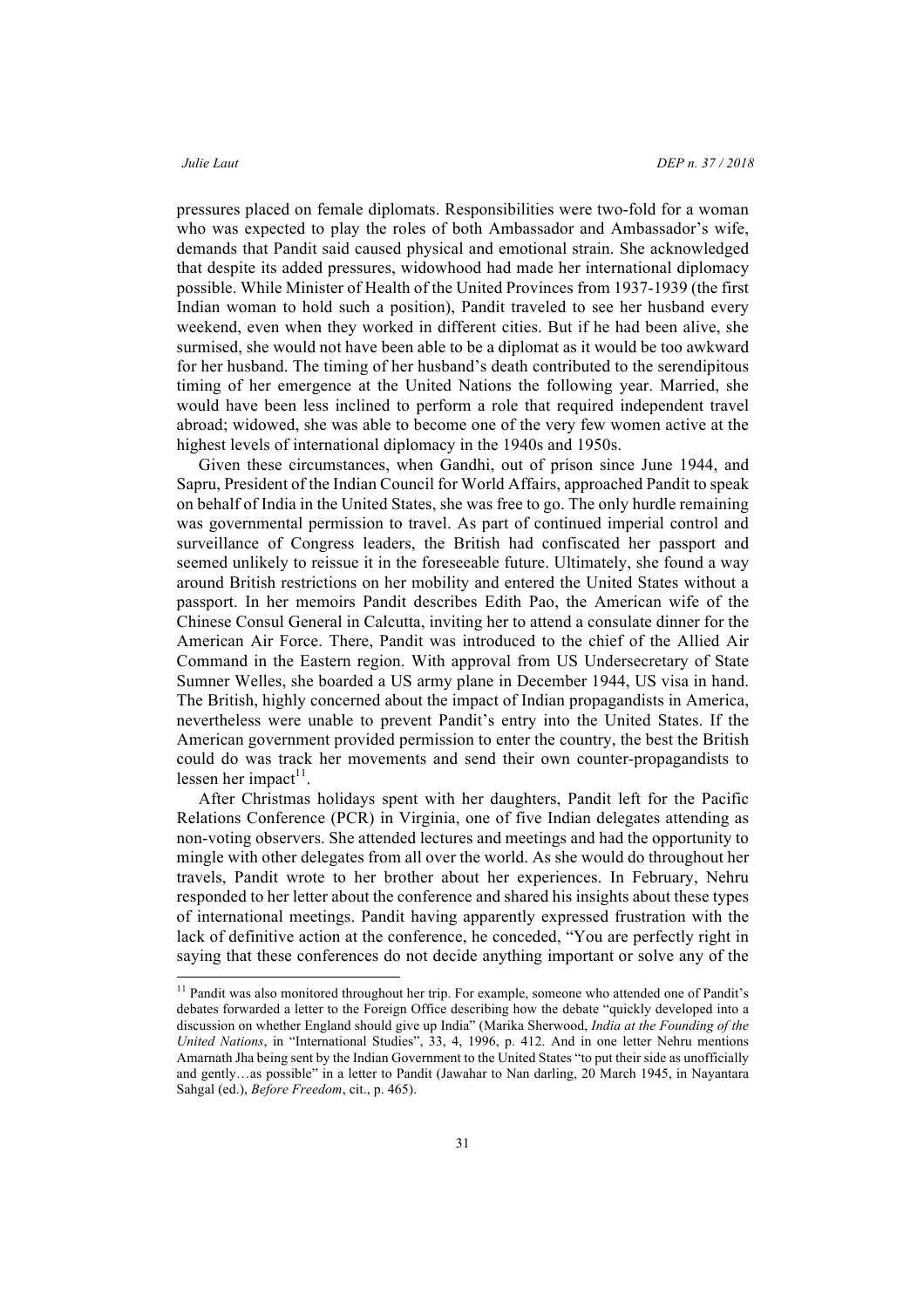pressures placed on female diplomats. Responsibilities were two-fold for a woman who was expected to play the roles of both Ambassador and Ambassador's wife, demands that Pandit said caused physical and emotional strain. She acknowledged that despite its added pressures, widowhood had made her international diplomacy possible. While Minister of Health of the United Provinces from 1937-1939 (the first Indian woman to hold such a position), Pandit traveled to see her husband every weekend, even when they worked in different cities. But if he had been alive, she surmised, she would not have been able to be a diplomat as it would be too awkward for her husband. The timing of her husband's death contributed to the serendipitous timing of her emergence at the United Nations the following year. Married, she would have been less inclined to perform a role that required independent travel abroad; widowed, she was able to become one of the very few women active at the highest levels of international diplomacy in the 1940s and 1950s.

Given these circumstances, when Gandhi, out of prison since June 1944, and Sapru, President of the Indian Council for World Affairs, approached Pandit to speak on behalf of India in the United States, she was free to go. The only hurdle remaining was governmental permission to travel. As part of continued imperial control and surveillance of Congress leaders, the British had confiscated her passport and seemed unlikely to reissue it in the foreseeable future. Ultimately, she found a way around British restrictions on her mobility and entered the United States without a passport. In her memoirs Pandit describes Edith Pao, the American wife of the Chinese Consul General in Calcutta, inviting her to attend a consulate dinner for the American Air Force. There, Pandit was introduced to the chief of the Allied Air Command in the Eastern region. With approval from US Undersecretary of State Sumner Welles, she boarded a US army plane in December 1944, US visa in hand. The British, highly concerned about the impact of Indian propagandists in America, nevertheless were unable to prevent Pandit's entry into the United States. If the American government provided permission to enter the country, the best the British could do was track her movements and send their own counter-propagandists to lessen her impact[11].

After Christmas holidays spent with her daughters, Pandit left for the Pacific Relations Conference (PCR) in Virginia, one of five Indian delegates attending as non-voting observers. She attended lectures and meetings and had the opportunity to mingle with other delegates from all over the world. As she would do throughout her travels, Pandit wrote to her brother about her experiences. In February, Nehru responded to her letter about the conference and shared his insights about these types of international meetings. Pandit having apparently expressed frustration with the lack of definitive action at the conference, he conceded, "You are perfectly right in saying that these conferences do not decide anything important or solve any of the

---

[11] Pandit was also monitored throughout her trip. For example, someone who attended one of Pandit's debates forwarded a letter to the Foreign Office describing how the debate "quickly developed into a discussion on whether England should give up India" (Marika Sherwood, *India at the Founding of the United Nations*, in "International Studies", 33, 4, 1996, p. 412. And in one letter Nehru mentions Amarnath Jha being sent by the Indian Government to the United States "to put their side as unofficially and gently…as possible" in a letter to Pandit (Jawahar to Nan darling, 20 March 1945, in Nayantara Sahgal (ed.), *Before Freedom*, cit., p. 465).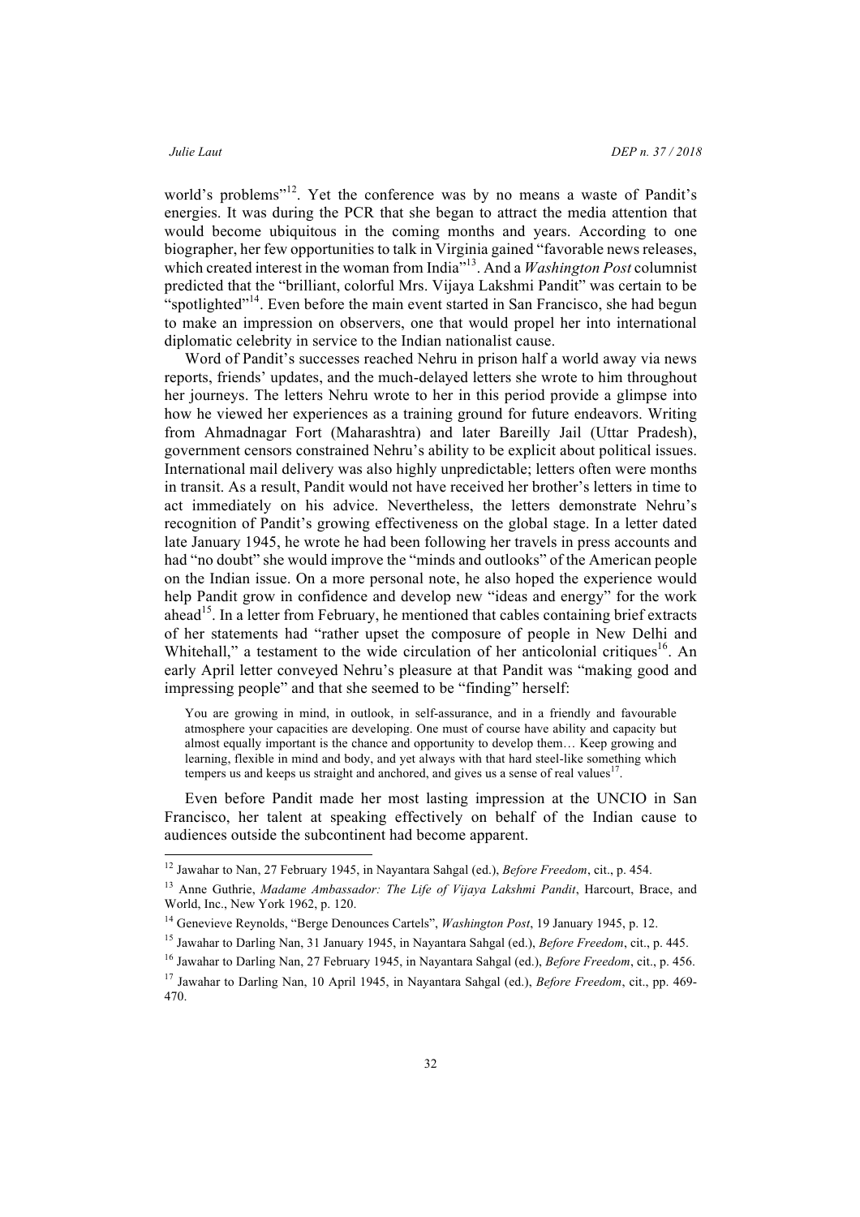world's problems"[12]. Yet the conference was by no means a waste of Pandit's energies. It was during the PCR that she began to attract the media attention that would become ubiquitous in the coming months and years. According to one biographer, her few opportunities to talk in Virginia gained "favorable news releases, which created interest in the woman from India"[13]. And a *Washington Post* columnist predicted that the "brilliant, colorful Mrs. Vijaya Lakshmi Pandit" was certain to be "spotlighted"[14]. Even before the main event started in San Francisco, she had begun to make an impression on observers, one that would propel her into international diplomatic celebrity in service to the Indian nationalist cause.

Word of Pandit's successes reached Nehru in prison half a world away via news reports, friends' updates, and the much-delayed letters she wrote to him throughout her journeys. The letters Nehru wrote to her in this period provide a glimpse into how he viewed her experiences as a training ground for future endeavors. Writing from Ahmadnagar Fort (Maharashtra) and later Bareilly Jail (Uttar Pradesh), government censors constrained Nehru's ability to be explicit about political issues. International mail delivery was also highly unpredictable; letters often were months in transit. As a result, Pandit would not have received her brother's letters in time to act immediately on his advice. Nevertheless, the letters demonstrate Nehru's recognition of Pandit's growing effectiveness on the global stage. In a letter dated late January 1945, he wrote he had been following her travels in press accounts and had "no doubt" she would improve the "minds and outlooks" of the American people on the Indian issue. On a more personal note, he also hoped the experience would help Pandit grow in confidence and develop new "ideas and energy" for the work ahead[15]. In a letter from February, he mentioned that cables containing brief extracts of her statements had "rather upset the composure of people in New Delhi and Whitehall," a testament to the wide circulation of her anticolonial critiques[16]. An early April letter conveyed Nehru's pleasure at that Pandit was "making good and impressing people" and that she seemed to be "finding" herself:

> You are growing in mind, in outlook, in self-assurance, and in a friendly and favourable atmosphere your capacities are developing. One must of course have ability and capacity but almost equally important is the chance and opportunity to develop them… Keep growing and learning, flexible in mind and body, and yet always with that hard steel-like something which tempers us and keeps us straight and anchored, and gives us a sense of real values[17].

Even before Pandit made her most lasting impression at the UNCIO in San Francisco, her talent at speaking effectively on behalf of the Indian cause to audiences outside the subcontinent had become apparent.

---

[12] Jawahar to Nan, 27 February 1945, in Nayantara Sahgal (ed.), *Before Freedom*, cit., p. 454.

[13] Anne Guthrie, *Madame Ambassador: The Life of Vijaya Lakshmi Pandit*, Harcourt, Brace, and World, Inc., New York 1962, p. 120.

[14] Genevieve Reynolds, "Berge Denounces Cartels", *Washington Post*, 19 January 1945, p. 12.

[15] Jawahar to Darling Nan, 31 January 1945, in Nayantara Sahgal (ed.), *Before Freedom*, cit., p. 445.

[16] Jawahar to Darling Nan, 27 February 1945, in Nayantara Sahgal (ed.), *Before Freedom*, cit., p. 456.

[17] Jawahar to Darling Nan, 10 April 1945, in Nayantara Sahgal (ed.), *Before Freedom*, cit., pp. 469-470.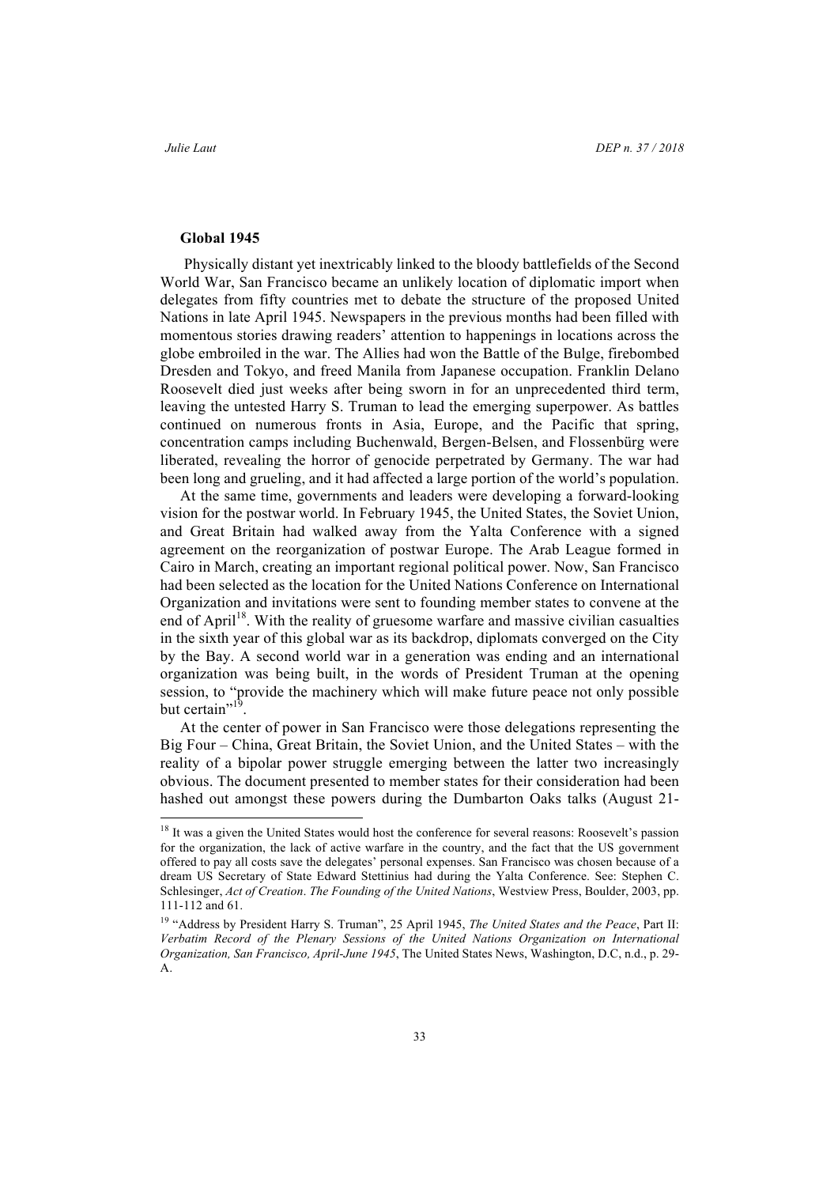## Global 1945

Physically distant yet inextricably linked to the bloody battlefields of the Second World War, San Francisco became an unlikely location of diplomatic import when delegates from fifty countries met to debate the structure of the proposed United Nations in late April 1945. Newspapers in the previous months had been filled with momentous stories drawing readers' attention to happenings in locations across the globe embroiled in the war. The Allies had won the Battle of the Bulge, firebombed Dresden and Tokyo, and freed Manila from Japanese occupation. Franklin Delano Roosevelt died just weeks after being sworn in for an unprecedented third term, leaving the untested Harry S. Truman to lead the emerging superpower. As battles continued on numerous fronts in Asia, Europe, and the Pacific that spring, concentration camps including Buchenwald, Bergen-Belsen, and Flossenbürg were liberated, revealing the horror of genocide perpetrated by Germany. The war had been long and grueling, and it had affected a large portion of the world's population.

At the same time, governments and leaders were developing a forward-looking vision for the postwar world. In February 1945, the United States, the Soviet Union, and Great Britain had walked away from the Yalta Conference with a signed agreement on the reorganization of postwar Europe. The Arab League formed in Cairo in March, creating an important regional political power. Now, San Francisco had been selected as the location for the United Nations Conference on International Organization and invitations were sent to founding member states to convene at the end of April[18]. With the reality of gruesome warfare and massive civilian casualties in the sixth year of this global war as its backdrop, diplomats converged on the City by the Bay. A second world war in a generation was ending and an international organization was being built, in the words of President Truman at the opening session, to "provide the machinery which will make future peace not only possible but certain"[19].

At the center of power in San Francisco were those delegations representing the Big Four – China, Great Britain, the Soviet Union, and the United States – with the reality of a bipolar power struggle emerging between the latter two increasingly obvious. The document presented to member states for their consideration had been hashed out amongst these powers during the Dumbarton Oaks talks (August 21-

[18] It was a given the United States would host the conference for several reasons: Roosevelt's passion for the organization, the lack of active warfare in the country, and the fact that the US government offered to pay all costs save the delegates' personal expenses. San Francisco was chosen because of a dream US Secretary of State Edward Stettinius had during the Yalta Conference. See: Stephen C. Schlesinger, *Act of Creation*. *The Founding of the United Nations*, Westview Press, Boulder, 2003, pp. 111-112 and 61.

[19] "Address by President Harry S. Truman", 25 April 1945, *The United States and the Peace*, Part II: *Verbatim Record of the Plenary Sessions of the United Nations Organization on International Organization, San Francisco, April-June 1945*, The United States News, Washington, D.C, n.d., p. 29-A.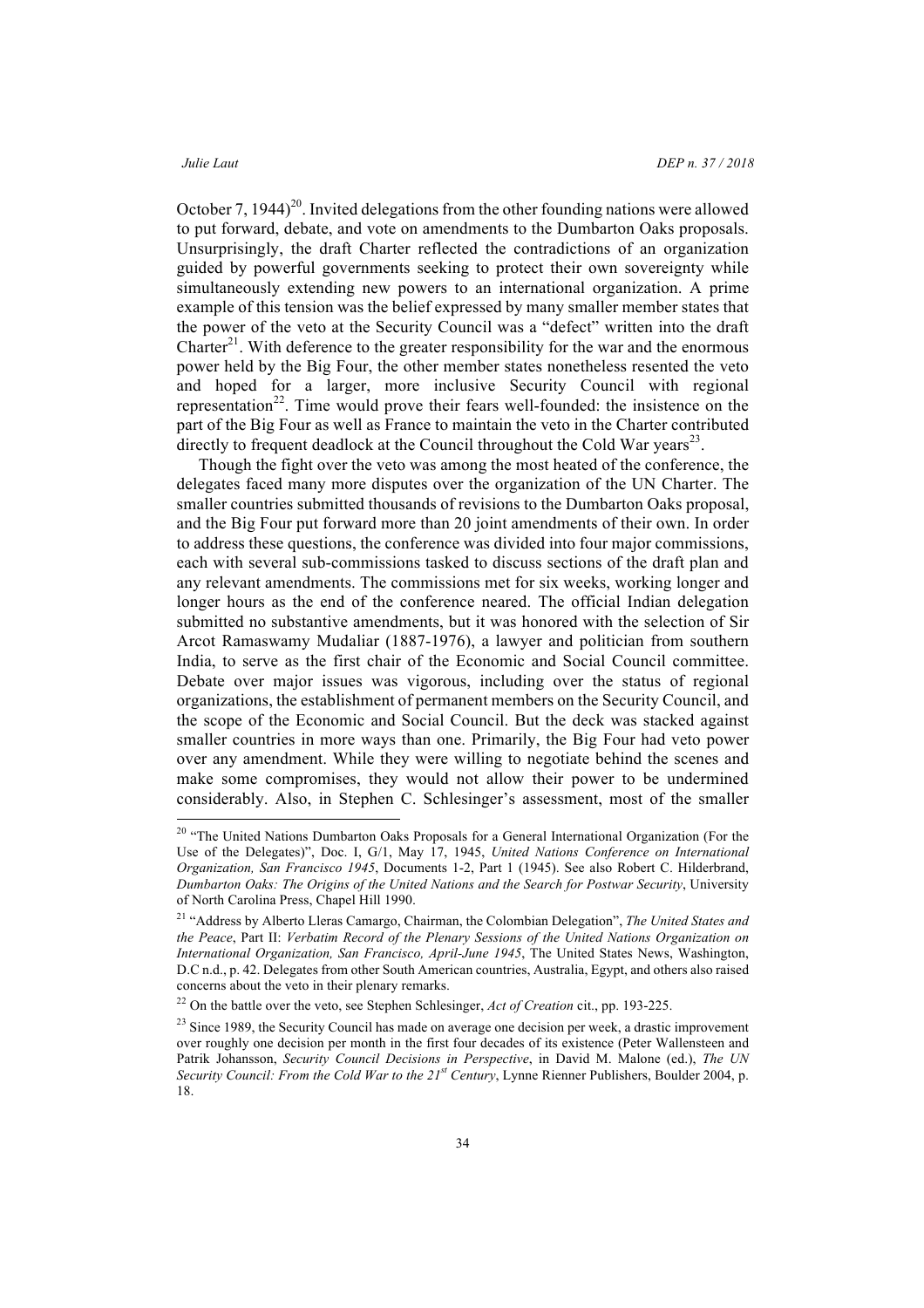October 7, 1944)[20]. Invited delegations from the other founding nations were allowed to put forward, debate, and vote on amendments to the Dumbarton Oaks proposals. Unsurprisingly, the draft Charter reflected the contradictions of an organization guided by powerful governments seeking to protect their own sovereignty while simultaneously extending new powers to an international organization. A prime example of this tension was the belief expressed by many smaller member states that the power of the veto at the Security Council was a "defect" written into the draft Charter[21]. With deference to the greater responsibility for the war and the enormous power held by the Big Four, the other member states nonetheless resented the veto and hoped for a larger, more inclusive Security Council with regional representation[22]. Time would prove their fears well-founded: the insistence on the part of the Big Four as well as France to maintain the veto in the Charter contributed directly to frequent deadlock at the Council throughout the Cold War years[23].

Though the fight over the veto was among the most heated of the conference, the delegates faced many more disputes over the organization of the UN Charter. The smaller countries submitted thousands of revisions to the Dumbarton Oaks proposal, and the Big Four put forward more than 20 joint amendments of their own. In order to address these questions, the conference was divided into four major commissions, each with several sub-commissions tasked to discuss sections of the draft plan and any relevant amendments. The commissions met for six weeks, working longer and longer hours as the end of the conference neared. The official Indian delegation submitted no substantive amendments, but it was honored with the selection of Sir Arcot Ramaswamy Mudaliar (1887-1976), a lawyer and politician from southern India, to serve as the first chair of the Economic and Social Council committee. Debate over major issues was vigorous, including over the status of regional organizations, the establishment of permanent members on the Security Council, and the scope of the Economic and Social Council. But the deck was stacked against smaller countries in more ways than one. Primarily, the Big Four had veto power over any amendment. While they were willing to negotiate behind the scenes and make some compromises, they would not allow their power to be undermined considerably. Also, in Stephen C. Schlesinger's assessment, most of the smaller

---

[20] "The United Nations Dumbarton Oaks Proposals for a General International Organization (For the Use of the Delegates)", Doc. I, G/1, May 17, 1945, *United Nations Conference on International Organization, San Francisco 1945*, Documents 1-2, Part 1 (1945). See also Robert C. Hilderbrand, *Dumbarton Oaks: The Origins of the United Nations and the Search for Postwar Security*, University of North Carolina Press, Chapel Hill 1990.

[21] "Address by Alberto Lleras Camargo, Chairman, the Colombian Delegation", *The United States and the Peace*, Part II: *Verbatim Record of the Plenary Sessions of the United Nations Organization on International Organization, San Francisco, April-June 1945*, The United States News, Washington, D.C n.d., p. 42. Delegates from other South American countries, Australia, Egypt, and others also raised concerns about the veto in their plenary remarks.

[22] On the battle over the veto, see Stephen Schlesinger, *Act of Creation* cit., pp. 193-225.

[23] Since 1989, the Security Council has made on average one decision per week, a drastic improvement over roughly one decision per month in the first four decades of its existence (Peter Wallensteen and Patrik Johansson, *Security Council Decisions in Perspective*, in David M. Malone (ed.), *The UN Security Council: From the Cold War to the 21st Century*, Lynne Rienner Publishers, Boulder 2004, p. 18.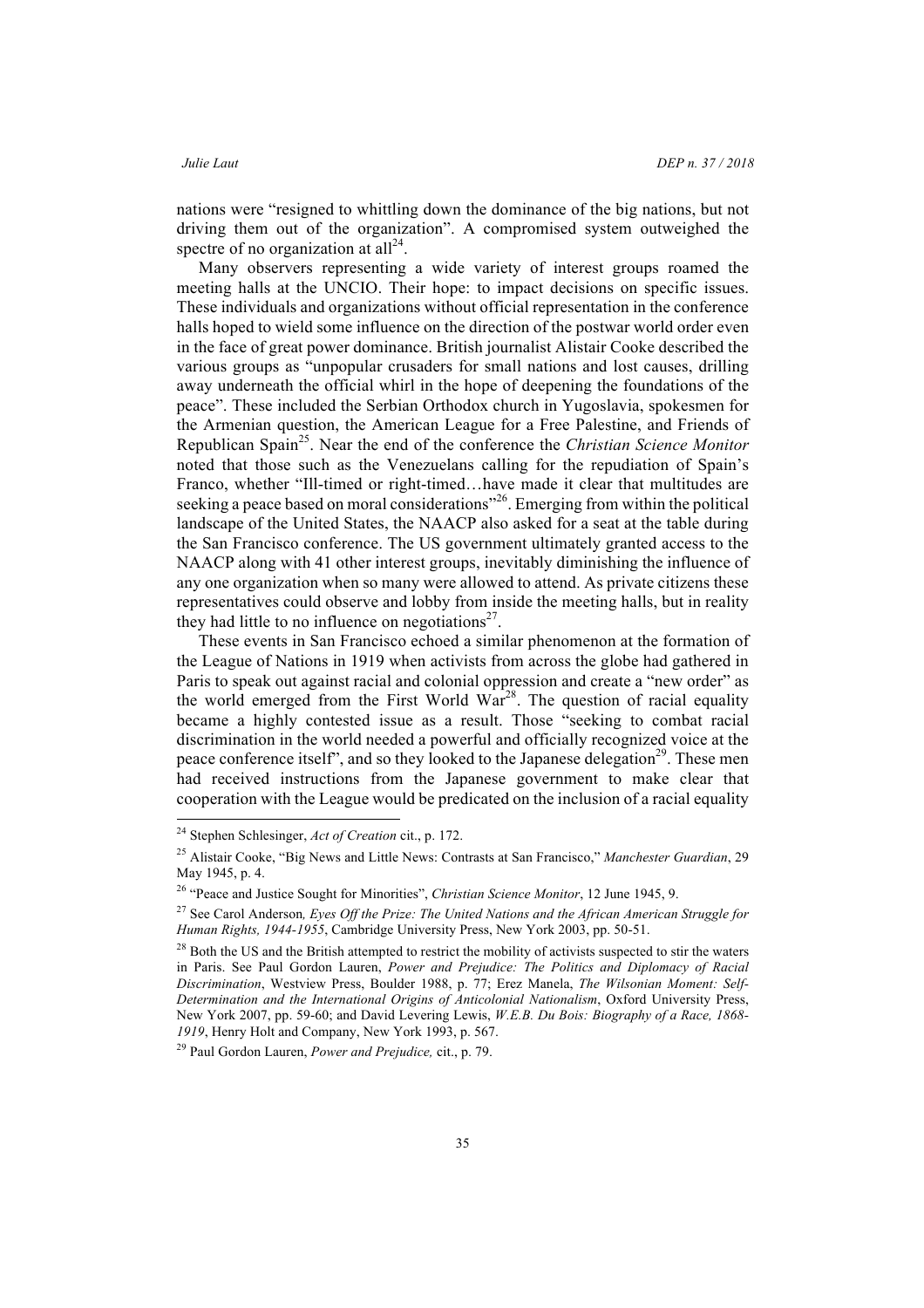nations were "resigned to whittling down the dominance of the big nations, but not driving them out of the organization". A compromised system outweighed the spectre of no organization at all[24].

Many observers representing a wide variety of interest groups roamed the meeting halls at the UNCIO. Their hope: to impact decisions on specific issues. These individuals and organizations without official representation in the conference halls hoped to wield some influence on the direction of the postwar world order even in the face of great power dominance. British journalist Alistair Cooke described the various groups as "unpopular crusaders for small nations and lost causes, drilling away underneath the official whirl in the hope of deepening the foundations of the peace". These included the Serbian Orthodox church in Yugoslavia, spokesmen for the Armenian question, the American League for a Free Palestine, and Friends of Republican Spain[25]. Near the end of the conference the *Christian Science Monitor* noted that those such as the Venezuelans calling for the repudiation of Spain's Franco, whether "Ill-timed or right-timed…have made it clear that multitudes are seeking a peace based on moral considerations"[26]. Emerging from within the political landscape of the United States, the NAACP also asked for a seat at the table during the San Francisco conference. The US government ultimately granted access to the NAACP along with 41 other interest groups, inevitably diminishing the influence of any one organization when so many were allowed to attend. As private citizens these representatives could observe and lobby from inside the meeting halls, but in reality they had little to no influence on negotiations[27].

These events in San Francisco echoed a similar phenomenon at the formation of the League of Nations in 1919 when activists from across the globe had gathered in Paris to speak out against racial and colonial oppression and create a "new order" as the world emerged from the First World War[28]. The question of racial equality became a highly contested issue as a result. Those "seeking to combat racial discrimination in the world needed a powerful and officially recognized voice at the peace conference itself", and so they looked to the Japanese delegation[29]. These men had received instructions from the Japanese government to make clear that cooperation with the League would be predicated on the inclusion of a racial equality

---

[24] Stephen Schlesinger, *Act of Creation* cit., p. 172.

[25] Alistair Cooke, "Big News and Little News: Contrasts at San Francisco," *Manchester Guardian*, 29 May 1945, p. 4.

[26] "Peace and Justice Sought for Minorities", *Christian Science Monitor*, 12 June 1945, 9.

[27] See Carol Anderson*, Eyes Off the Prize: The United Nations and the African American Struggle for Human Rights, 1944-1955*, Cambridge University Press, New York 2003, pp. 50-51.

[28] Both the US and the British attempted to restrict the mobility of activists suspected to stir the waters in Paris. See Paul Gordon Lauren, *Power and Prejudice: The Politics and Diplomacy of Racial Discrimination*, Westview Press, Boulder 1988, p. 77; Erez Manela, *The Wilsonian Moment: Self-Determination and the International Origins of Anticolonial Nationalism*, Oxford University Press, New York 2007, pp. 59-60; and David Levering Lewis, *W.E.B. Du Bois: Biography of a Race, 1868-1919*, Henry Holt and Company, New York 1993, p. 567.

[29] Paul Gordon Lauren, *Power and Prejudice,* cit., p. 79.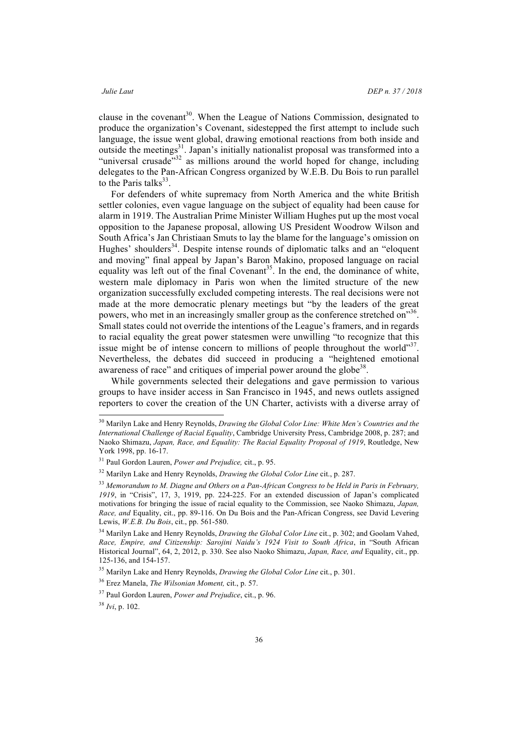clause in the covenant[30]. When the League of Nations Commission, designated to produce the organization's Covenant, sidestepped the first attempt to include such language, the issue went global, drawing emotional reactions from both inside and outside the meetings[31]. Japan's initially nationalist proposal was transformed into a "universal crusade"[32] as millions around the world hoped for change, including delegates to the Pan-African Congress organized by W.E.B. Du Bois to run parallel to the Paris talks[33].

For defenders of white supremacy from North America and the white British settler colonies, even vague language on the subject of equality had been cause for alarm in 1919. The Australian Prime Minister William Hughes put up the most vocal opposition to the Japanese proposal, allowing US President Woodrow Wilson and South Africa's Jan Christiaan Smuts to lay the blame for the language's omission on Hughes' shoulders[34]. Despite intense rounds of diplomatic talks and an "eloquent and moving" final appeal by Japan's Baron Makino, proposed language on racial equality was left out of the final Covenant[35]. In the end, the dominance of white, western male diplomacy in Paris won when the limited structure of the new organization successfully excluded competing interests. The real decisions were not made at the more democratic plenary meetings but "by the leaders of the great powers, who met in an increasingly smaller group as the conference stretched on"[36]. Small states could not override the intentions of the League's framers, and in regards to racial equality the great power statesmen were unwilling "to recognize that this issue might be of intense concern to millions of people throughout the world"[37]. Nevertheless, the debates did succeed in producing a "heightened emotional awareness of race" and critiques of imperial power around the globe[38].

While governments selected their delegations and gave permission to various groups to have insider access in San Francisco in 1945, and news outlets assigned reporters to cover the creation of the UN Charter, activists with a diverse array of

---

[30] Marilyn Lake and Henry Reynolds, *Drawing the Global Color Line: White Men's Countries and the International Challenge of Racial Equality*, Cambridge University Press, Cambridge 2008, p. 287; and Naoko Shimazu, *Japan, Race, and Equality: The Racial Equality Proposal of 1919*, Routledge, New York 1998, pp. 16-17.

[31] Paul Gordon Lauren, *Power and Prejudice,* cit., p. 95.

[32] Marilyn Lake and Henry Reynolds, *Drawing the Global Color Line* cit., p. 287.

[33] *Memorandum to M. Diagne and Others on a Pan-African Congress to be Held in Paris in February, 1919*, in "Crisis", 17, 3, 1919, pp. 224-225. For an extended discussion of Japan's complicated motivations for bringing the issue of racial equality to the Commission, see Naoko Shimazu, *Japan, Race, and* Equality, cit., pp. 89-116. On Du Bois and the Pan-African Congress, see David Levering Lewis, *W.E.B. Du Bois*, cit., pp. 561-580.

[34] Marilyn Lake and Henry Reynolds, *Drawing the Global Color Line* cit., p. 302; and Goolam Vahed, *Race, Empire, and Citizenship: Sarojini Naidu's 1924 Visit to South Africa*, in "South African Historical Journal", 64, 2, 2012, p. 330. See also Naoko Shimazu, *Japan, Race, and* Equality, cit., pp. 125-136, and 154-157.

[35] Marilyn Lake and Henry Reynolds, *Drawing the Global Color Line* cit., p. 301.

[36] Erez Manela, *The Wilsonian Moment,* cit., p. 57.

[37] Paul Gordon Lauren, *Power and Prejudice*, cit., p. 96.

[38] *Ivi*, p. 102.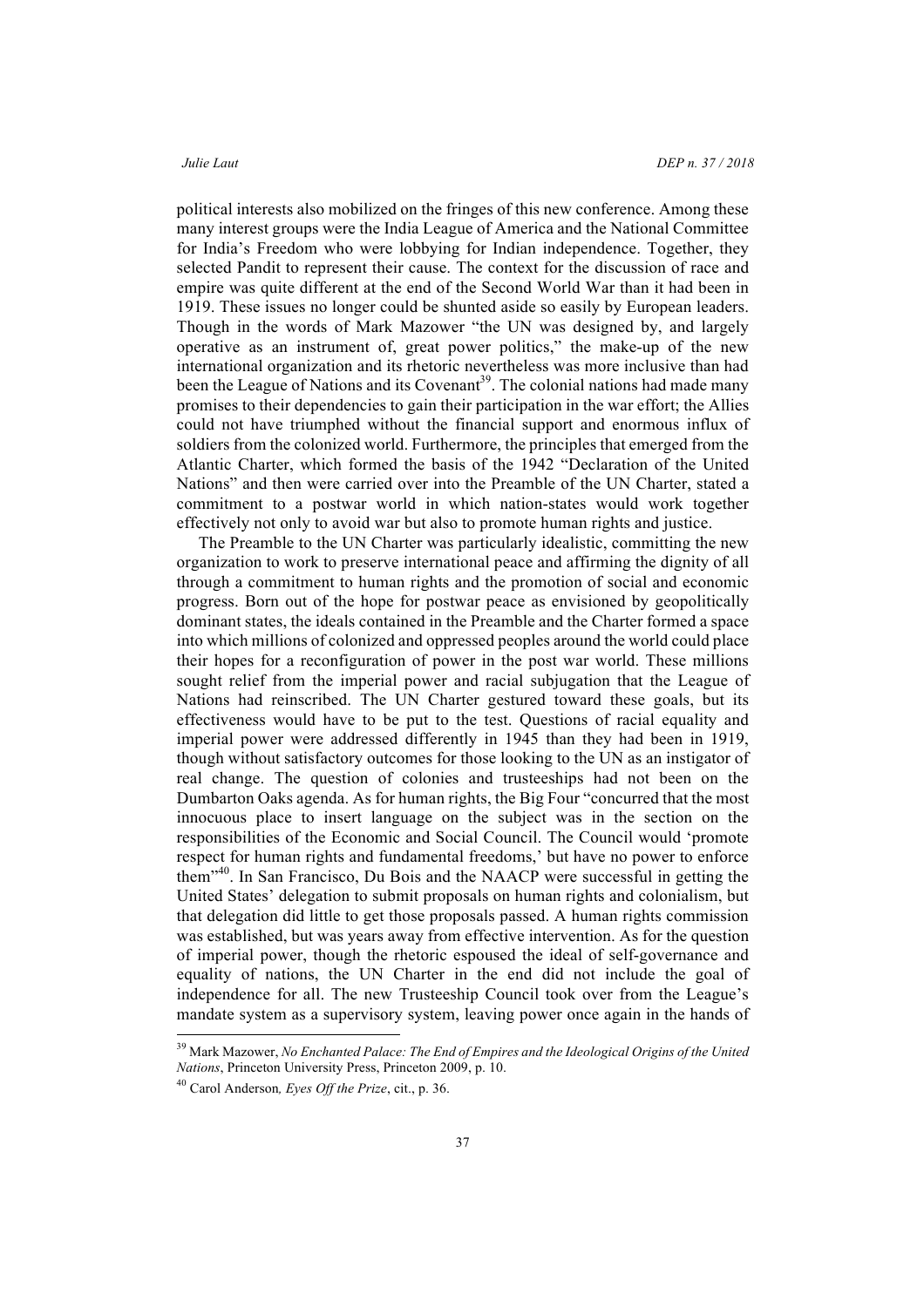political interests also mobilized on the fringes of this new conference. Among these many interest groups were the India League of America and the National Committee for India's Freedom who were lobbying for Indian independence. Together, they selected Pandit to represent their cause. The context for the discussion of race and empire was quite different at the end of the Second World War than it had been in 1919. These issues no longer could be shunted aside so easily by European leaders. Though in the words of Mark Mazower "the UN was designed by, and largely operative as an instrument of, great power politics," the make-up of the new international organization and its rhetoric nevertheless was more inclusive than had been the League of Nations and its Covenant[39]. The colonial nations had made many promises to their dependencies to gain their participation in the war effort; the Allies could not have triumphed without the financial support and enormous influx of soldiers from the colonized world. Furthermore, the principles that emerged from the Atlantic Charter, which formed the basis of the 1942 "Declaration of the United Nations" and then were carried over into the Preamble of the UN Charter, stated a commitment to a postwar world in which nation-states would work together effectively not only to avoid war but also to promote human rights and justice.

The Preamble to the UN Charter was particularly idealistic, committing the new organization to work to preserve international peace and affirming the dignity of all through a commitment to human rights and the promotion of social and economic progress. Born out of the hope for postwar peace as envisioned by geopolitically dominant states, the ideals contained in the Preamble and the Charter formed a space into which millions of colonized and oppressed peoples around the world could place their hopes for a reconfiguration of power in the post war world. These millions sought relief from the imperial power and racial subjugation that the League of Nations had reinscribed. The UN Charter gestured toward these goals, but its effectiveness would have to be put to the test. Questions of racial equality and imperial power were addressed differently in 1945 than they had been in 1919, though without satisfactory outcomes for those looking to the UN as an instigator of real change. The question of colonies and trusteeships had not been on the Dumbarton Oaks agenda. As for human rights, the Big Four "concurred that the most innocuous place to insert language on the subject was in the section on the responsibilities of the Economic and Social Council. The Council would 'promote respect for human rights and fundamental freedoms,' but have no power to enforce them"[40]. In San Francisco, Du Bois and the NAACP were successful in getting the United States' delegation to submit proposals on human rights and colonialism, but that delegation did little to get those proposals passed. A human rights commission was established, but was years away from effective intervention. As for the question of imperial power, though the rhetoric espoused the ideal of self-governance and equality of nations, the UN Charter in the end did not include the goal of independence for all. The new Trusteeship Council took over from the League's mandate system as a supervisory system, leaving power once again in the hands of

---

[39] Mark Mazower, *No Enchanted Palace: The End of Empires and the Ideological Origins of the United Nations*, Princeton University Press, Princeton 2009, p. 10.

[40] Carol Anderson*, Eyes Off the Prize*, cit., p. 36.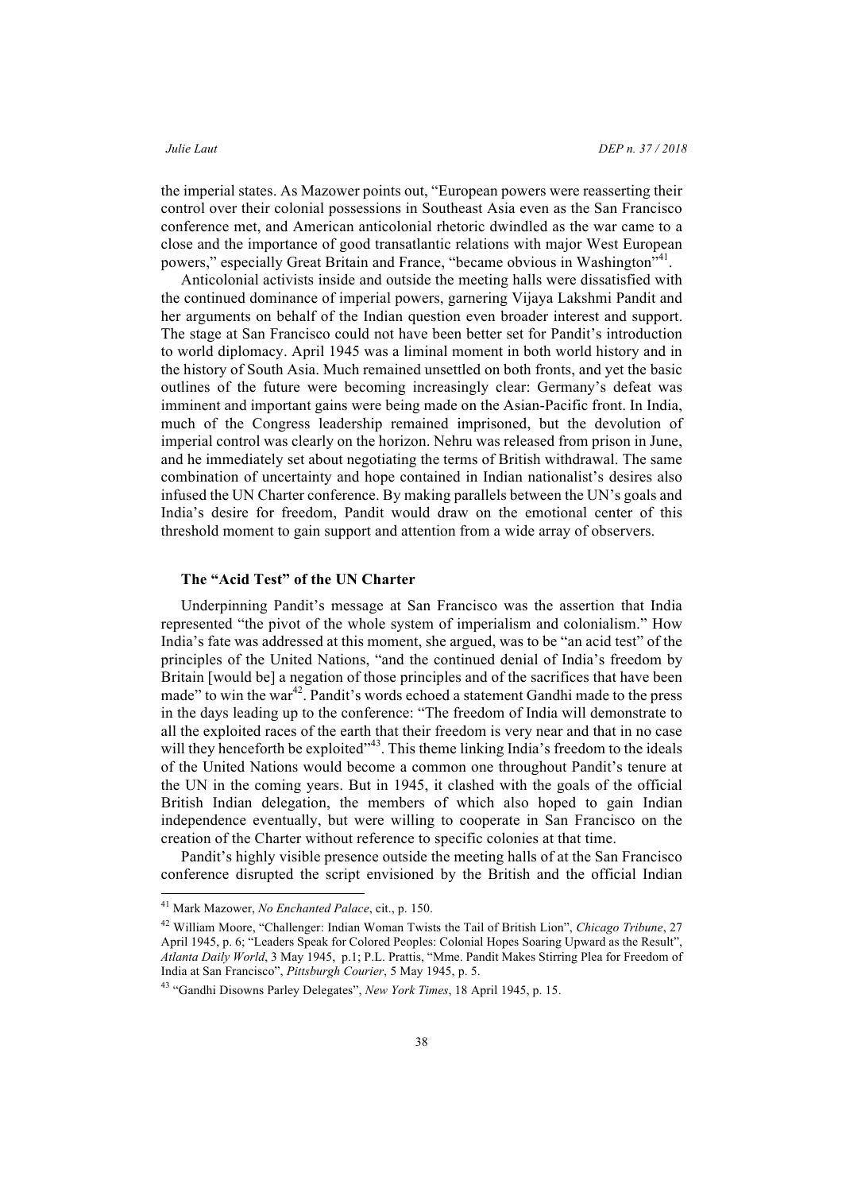the imperial states. As Mazower points out, "European powers were reasserting their control over their colonial possessions in Southeast Asia even as the San Francisco conference met, and American anticolonial rhetoric dwindled as the war came to a close and the importance of good transatlantic relations with major West European powers," especially Great Britain and France, "became obvious in Washington"[41].

Anticolonial activists inside and outside the meeting halls were dissatisfied with the continued dominance of imperial powers, garnering Vijaya Lakshmi Pandit and her arguments on behalf of the Indian question even broader interest and support. The stage at San Francisco could not have been better set for Pandit's introduction to world diplomacy. April 1945 was a liminal moment in both world history and in the history of South Asia. Much remained unsettled on both fronts, and yet the basic outlines of the future were becoming increasingly clear: Germany's defeat was imminent and important gains were being made on the Asian-Pacific front. In India, much of the Congress leadership remained imprisoned, but the devolution of imperial control was clearly on the horizon. Nehru was released from prison in June, and he immediately set about negotiating the terms of British withdrawal. The same combination of uncertainty and hope contained in Indian nationalist's desires also infused the UN Charter conference. By making parallels between the UN's goals and India's desire for freedom, Pandit would draw on the emotional center of this threshold moment to gain support and attention from a wide array of observers.

### The "Acid Test" of the UN Charter

Underpinning Pandit's message at San Francisco was the assertion that India represented "the pivot of the whole system of imperialism and colonialism." How India's fate was addressed at this moment, she argued, was to be "an acid test" of the principles of the United Nations, "and the continued denial of India's freedom by Britain [would be] a negation of those principles and of the sacrifices that have been made" to win the war[42]. Pandit's words echoed a statement Gandhi made to the press in the days leading up to the conference: "The freedom of India will demonstrate to all the exploited races of the earth that their freedom is very near and that in no case will they henceforth be exploited"[43]. This theme linking India's freedom to the ideals of the United Nations would become a common one throughout Pandit's tenure at the UN in the coming years. But in 1945, it clashed with the goals of the official British Indian delegation, the members of which also hoped to gain Indian independence eventually, but were willing to cooperate in San Francisco on the creation of the Charter without reference to specific colonies at that time.

Pandit's highly visible presence outside the meeting halls of at the San Francisco conference disrupted the script envisioned by the British and the official Indian

---

[41] Mark Mazower, *No Enchanted Palace*, cit., p. 150.

[42] William Moore, "Challenger: Indian Woman Twists the Tail of British Lion", *Chicago Tribune*, 27 April 1945, p. 6; "Leaders Speak for Colored Peoples: Colonial Hopes Soaring Upward as the Result", *Atlanta Daily World*, 3 May 1945, p.1; P.L. Prattis, "Mme. Pandit Makes Stirring Plea for Freedom of India at San Francisco", *Pittsburgh Courier*, 5 May 1945, p. 5.

[43] "Gandhi Disowns Parley Delegates", *New York Times*, 18 April 1945, p. 15.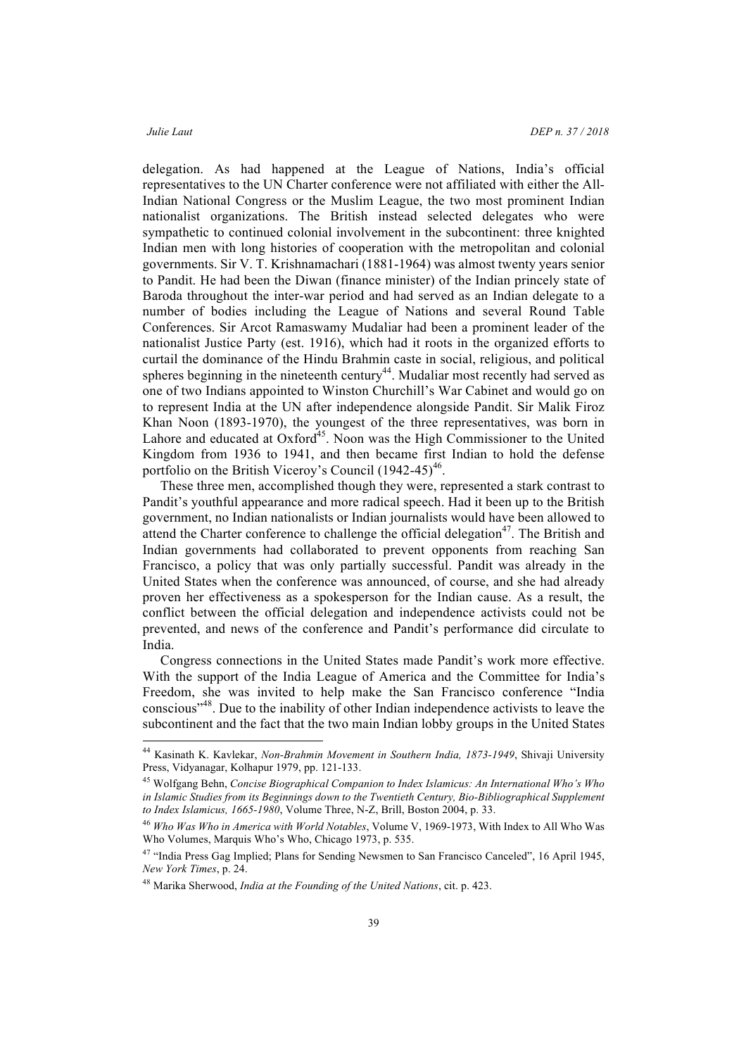delegation. As had happened at the League of Nations, India's official representatives to the UN Charter conference were not affiliated with either the All-Indian National Congress or the Muslim League, the two most prominent Indian nationalist organizations. The British instead selected delegates who were sympathetic to continued colonial involvement in the subcontinent: three knighted Indian men with long histories of cooperation with the metropolitan and colonial governments. Sir V. T. Krishnamachari (1881-1964) was almost twenty years senior to Pandit. He had been the Diwan (finance minister) of the Indian princely state of Baroda throughout the inter-war period and had served as an Indian delegate to a number of bodies including the League of Nations and several Round Table Conferences. Sir Arcot Ramaswamy Mudaliar had been a prominent leader of the nationalist Justice Party (est. 1916), which had it roots in the organized efforts to curtail the dominance of the Hindu Brahmin caste in social, religious, and political spheres beginning in the nineteenth century[44]. Mudaliar most recently had served as one of two Indians appointed to Winston Churchill's War Cabinet and would go on to represent India at the UN after independence alongside Pandit. Sir Malik Firoz Khan Noon (1893-1970), the youngest of the three representatives, was born in Lahore and educated at Oxford[45]. Noon was the High Commissioner to the United Kingdom from 1936 to 1941, and then became first Indian to hold the defense portfolio on the British Viceroy's Council (1942-45)[46].

These three men, accomplished though they were, represented a stark contrast to Pandit's youthful appearance and more radical speech. Had it been up to the British government, no Indian nationalists or Indian journalists would have been allowed to attend the Charter conference to challenge the official delegation[47]. The British and Indian governments had collaborated to prevent opponents from reaching San Francisco, a policy that was only partially successful. Pandit was already in the United States when the conference was announced, of course, and she had already proven her effectiveness as a spokesperson for the Indian cause. As a result, the conflict between the official delegation and independence activists could not be prevented, and news of the conference and Pandit's performance did circulate to India.

Congress connections in the United States made Pandit's work more effective. With the support of the India League of America and the Committee for India's Freedom, she was invited to help make the San Francisco conference "India conscious"[48]. Due to the inability of other Indian independence activists to leave the subcontinent and the fact that the two main Indian lobby groups in the United States

---

[44] Kasinath K. Kavlekar, *Non-Brahmin Movement in Southern India, 1873-1949*, Shivaji University Press, Vidyanagar, Kolhapur 1979, pp. 121-133.

[45] Wolfgang Behn, *Concise Biographical Companion to Index Islamicus: An International Who's Who in Islamic Studies from its Beginnings down to the Twentieth Century, Bio-Bibliographical Supplement to Index Islamicus, 1665-1980*, Volume Three, N-Z, Brill, Boston 2004, p. 33.

[46] *Who Was Who in America with World Notables*, Volume V, 1969-1973, With Index to All Who Was Who Volumes, Marquis Who's Who, Chicago 1973, p. 535.

[47] "India Press Gag Implied; Plans for Sending Newsmen to San Francisco Canceled", 16 April 1945, *New York Times*, p. 24.

[48] Marika Sherwood, *India at the Founding of the United Nations*, cit. p. 423.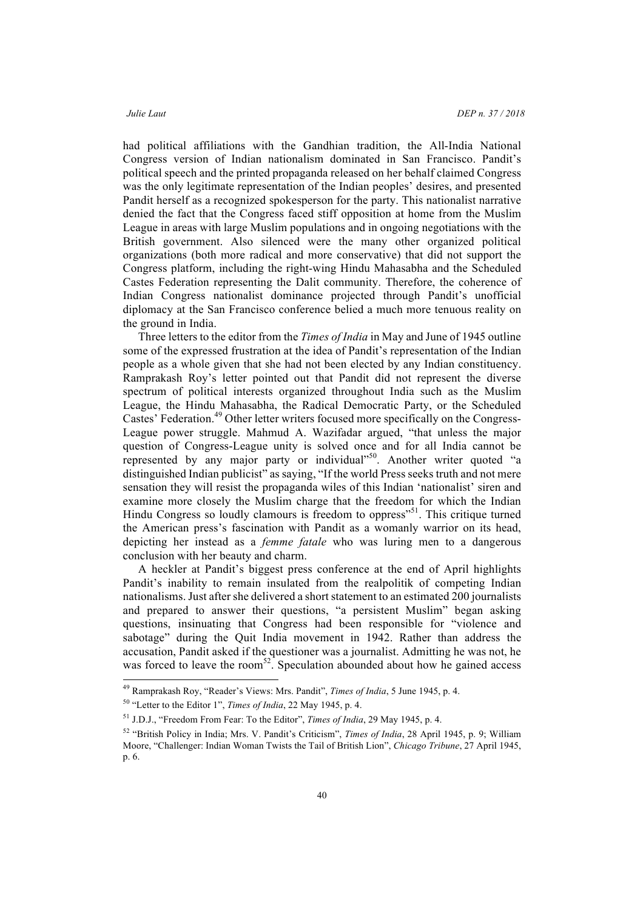had political affiliations with the Gandhian tradition, the All-India National Congress version of Indian nationalism dominated in San Francisco. Pandit's political speech and the printed propaganda released on her behalf claimed Congress was the only legitimate representation of the Indian peoples' desires, and presented Pandit herself as a recognized spokesperson for the party. This nationalist narrative denied the fact that the Congress faced stiff opposition at home from the Muslim League in areas with large Muslim populations and in ongoing negotiations with the British government. Also silenced were the many other organized political organizations (both more radical and more conservative) that did not support the Congress platform, including the right-wing Hindu Mahasabha and the Scheduled Castes Federation representing the Dalit community. Therefore, the coherence of Indian Congress nationalist dominance projected through Pandit's unofficial diplomacy at the San Francisco conference belied a much more tenuous reality on the ground in India.

Three letters to the editor from the *Times of India* in May and June of 1945 outline some of the expressed frustration at the idea of Pandit's representation of the Indian people as a whole given that she had not been elected by any Indian constituency. Ramprakash Roy's letter pointed out that Pandit did not represent the diverse spectrum of political interests organized throughout India such as the Muslim League, the Hindu Mahasabha, the Radical Democratic Party, or the Scheduled Castes' Federation.[49] Other letter writers focused more specifically on the Congress-League power struggle. Mahmud A. Wazifadar argued, "that unless the major question of Congress-League unity is solved once and for all India cannot be represented by any major party or individual"[50]. Another writer quoted "a distinguished Indian publicist" as saying, "If the world Press seeks truth and not mere sensation they will resist the propaganda wiles of this Indian 'nationalist' siren and examine more closely the Muslim charge that the freedom for which the Indian Hindu Congress so loudly clamours is freedom to oppress"[51]. This critique turned the American press's fascination with Pandit as a womanly warrior on its head, depicting her instead as a *femme fatale* who was luring men to a dangerous conclusion with her beauty and charm.

A heckler at Pandit's biggest press conference at the end of April highlights Pandit's inability to remain insulated from the realpolitik of competing Indian nationalisms. Just after she delivered a short statement to an estimated 200 journalists and prepared to answer their questions, "a persistent Muslim" began asking questions, insinuating that Congress had been responsible for "violence and sabotage" during the Quit India movement in 1942. Rather than address the accusation, Pandit asked if the questioner was a journalist. Admitting he was not, he was forced to leave the room[52]. Speculation abounded about how he gained access

---

[49] Ramprakash Roy, "Reader's Views: Mrs. Pandit", *Times of India*, 5 June 1945, p. 4.

[50] "Letter to the Editor 1", *Times of India*, 22 May 1945, p. 4.

[51] J.D.J., "Freedom From Fear: To the Editor", *Times of India*, 29 May 1945, p. 4.

[52] "British Policy in India; Mrs. V. Pandit's Criticism", *Times of India*, 28 April 1945, p. 9; William Moore, "Challenger: Indian Woman Twists the Tail of British Lion", *Chicago Tribune*, 27 April 1945, p. 6.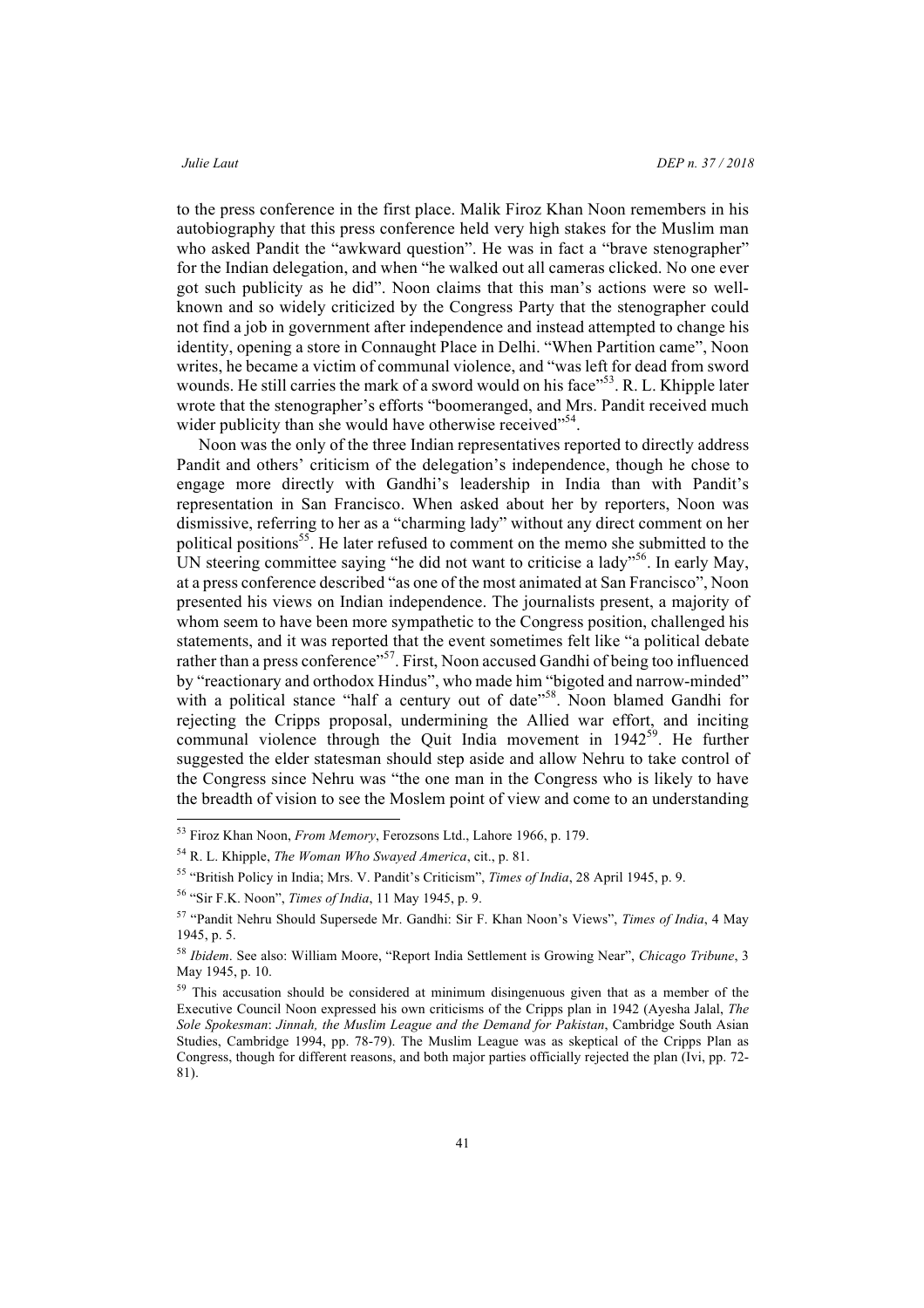to the press conference in the first place. Malik Firoz Khan Noon remembers in his autobiography that this press conference held very high stakes for the Muslim man who asked Pandit the "awkward question". He was in fact a "brave stenographer" for the Indian delegation, and when "he walked out all cameras clicked. No one ever got such publicity as he did". Noon claims that this man's actions were so well-known and so widely criticized by the Congress Party that the stenographer could not find a job in government after independence and instead attempted to change his identity, opening a store in Connaught Place in Delhi. "When Partition came", Noon writes, he became a victim of communal violence, and "was left for dead from sword wounds. He still carries the mark of a sword would on his face"[53]. R. L. Khipple later wrote that the stenographer's efforts "boomeranged, and Mrs. Pandit received much wider publicity than she would have otherwise received"[54].

Noon was the only of the three Indian representatives reported to directly address Pandit and others' criticism of the delegation's independence, though he chose to engage more directly with Gandhi's leadership in India than with Pandit's representation in San Francisco. When asked about her by reporters, Noon was dismissive, referring to her as a "charming lady" without any direct comment on her political positions[55]. He later refused to comment on the memo she submitted to the UN steering committee saying "he did not want to criticise a lady"[56]. In early May, at a press conference described "as one of the most animated at San Francisco", Noon presented his views on Indian independence. The journalists present, a majority of whom seem to have been more sympathetic to the Congress position, challenged his statements, and it was reported that the event sometimes felt like "a political debate rather than a press conference"[57]. First, Noon accused Gandhi of being too influenced by "reactionary and orthodox Hindus", who made him "bigoted and narrow-minded" with a political stance "half a century out of date"[58]. Noon blamed Gandhi for rejecting the Cripps proposal, undermining the Allied war effort, and inciting communal violence through the Quit India movement in 1942[59]. He further suggested the elder statesman should step aside and allow Nehru to take control of the Congress since Nehru was "the one man in the Congress who is likely to have the breadth of vision to see the Moslem point of view and come to an understanding

---

[53] Firoz Khan Noon, *From Memory*, Ferozsons Ltd., Lahore 1966, p. 179.

[54] R. L. Khipple, *The Woman Who Swayed America*, cit., p. 81.

[55] "British Policy in India; Mrs. V. Pandit's Criticism", *Times of India*, 28 April 1945, p. 9.

[56] "Sir F.K. Noon", *Times of India*, 11 May 1945, p. 9.

[57] "Pandit Nehru Should Supersede Mr. Gandhi: Sir F. Khan Noon's Views", *Times of India*, 4 May 1945, p. 5.

[58] *Ibidem*. See also: William Moore, "Report India Settlement is Growing Near", *Chicago Tribune*, 3 May 1945, p. 10.

[59] This accusation should be considered at minimum disingenuous given that as a member of the Executive Council Noon expressed his own criticisms of the Cripps plan in 1942 (Ayesha Jalal, *The Sole Spokesman*: *Jinnah, the Muslim League and the Demand for Pakistan*, Cambridge South Asian Studies, Cambridge 1994, pp. 78-79). The Muslim League was as skeptical of the Cripps Plan as Congress, though for different reasons, and both major parties officially rejected the plan (Ivi, pp. 72-81).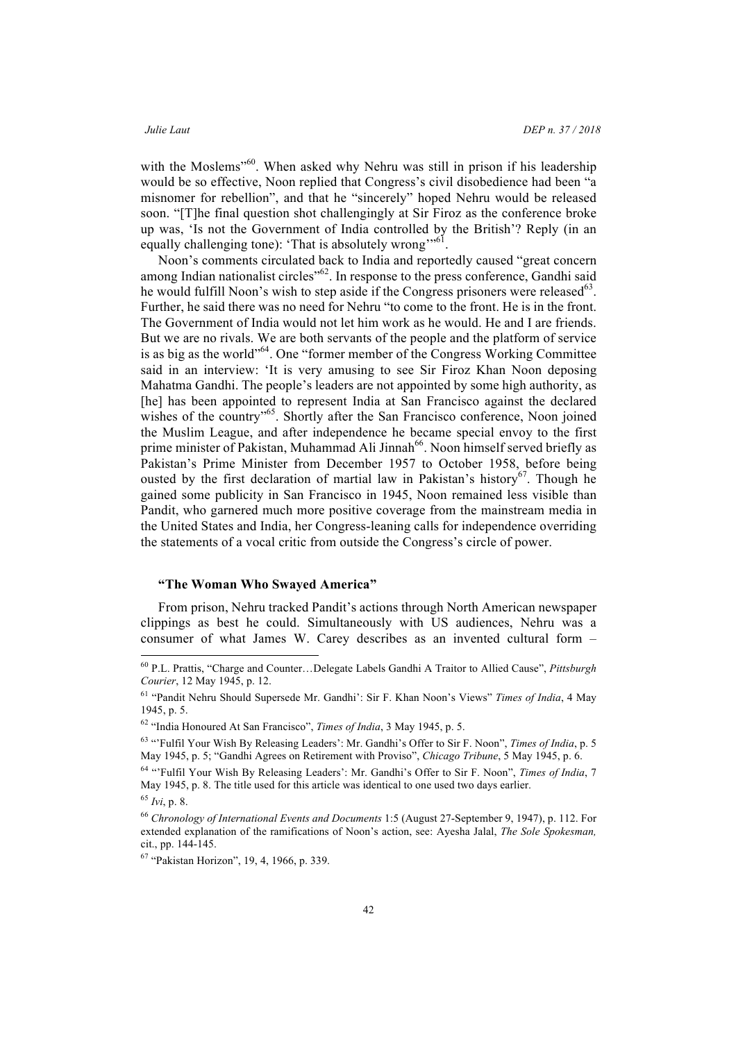with the Moslems"[60]. When asked why Nehru was still in prison if his leadership would be so effective, Noon replied that Congress's civil disobedience had been "a misnomer for rebellion", and that he "sincerely" hoped Nehru would be released soon. "[T]he final question shot challengingly at Sir Firoz as the conference broke up was, 'Is not the Government of India controlled by the British'? Reply (in an equally challenging tone): 'That is absolutely wrong'"[61].

Noon's comments circulated back to India and reportedly caused "great concern among Indian nationalist circles"[62]. In response to the press conference, Gandhi said he would fulfill Noon's wish to step aside if the Congress prisoners were released[63]. Further, he said there was no need for Nehru "to come to the front. He is in the front. The Government of India would not let him work as he would. He and I are friends. But we are no rivals. We are both servants of the people and the platform of service is as big as the world"[64]. One "former member of the Congress Working Committee said in an interview: 'It is very amusing to see Sir Firoz Khan Noon deposing Mahatma Gandhi. The people's leaders are not appointed by some high authority, as [he] has been appointed to represent India at San Francisco against the declared wishes of the country"[65]. Shortly after the San Francisco conference, Noon joined the Muslim League, and after independence he became special envoy to the first prime minister of Pakistan, Muhammad Ali Jinnah[66]. Noon himself served briefly as Pakistan's Prime Minister from December 1957 to October 1958, before being ousted by the first declaration of martial law in Pakistan's history[67]. Though he gained some publicity in San Francisco in 1945, Noon remained less visible than Pandit, who garnered much more positive coverage from the mainstream media in the United States and India, her Congress-leaning calls for independence overriding the statements of a vocal critic from outside the Congress's circle of power.

### "The Woman Who Swayed America"

From prison, Nehru tracked Pandit's actions through North American newspaper clippings as best he could. Simultaneously with US audiences, Nehru was a consumer of what James W. Carey describes as an invented cultural form –

---

[60] P.L. Prattis, "Charge and Counter…Delegate Labels Gandhi A Traitor to Allied Cause", *Pittsburgh Courier*, 12 May 1945, p. 12.

[61] "Pandit Nehru Should Supersede Mr. Gandhi': Sir F. Khan Noon's Views" *Times of India*, 4 May 1945, p. 5.

[62] "India Honoured At San Francisco", *Times of India*, 3 May 1945, p. 5.

[63] "'Fulfil Your Wish By Releasing Leaders': Mr. Gandhi's Offer to Sir F. Noon", *Times of India*, p. 5 May 1945, p. 5; "Gandhi Agrees on Retirement with Proviso", *Chicago Tribune*, 5 May 1945, p. 6.

[64] "'Fulfil Your Wish By Releasing Leaders': Mr. Gandhi's Offer to Sir F. Noon", *Times of India*, 7 May 1945, p. 8. The title used for this article was identical to one used two days earlier.

[65] *Ivi*, p. 8.

[66] *Chronology of International Events and Documents* 1:5 (August 27-September 9, 1947), p. 112. For extended explanation of the ramifications of Noon's action, see: Ayesha Jalal, *The Sole Spokesman,* cit., pp. 144-145.

[67] "Pakistan Horizon", 19, 4, 1966, p. 339.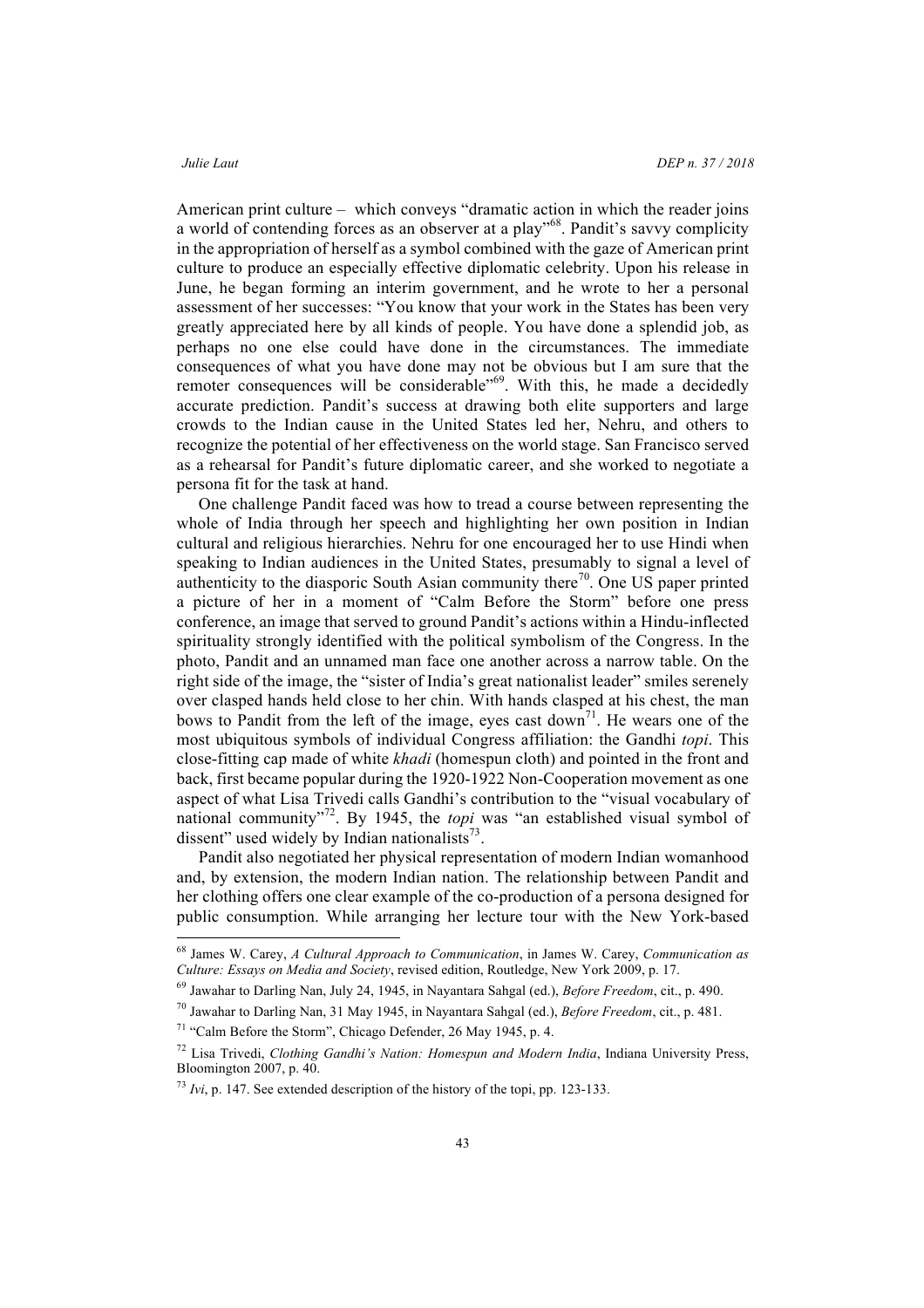American print culture – which conveys "dramatic action in which the reader joins a world of contending forces as an observer at a play"[68]. Pandit's savvy complicity in the appropriation of herself as a symbol combined with the gaze of American print culture to produce an especially effective diplomatic celebrity. Upon his release in June, he began forming an interim government, and he wrote to her a personal assessment of her successes: "You know that your work in the States has been very greatly appreciated here by all kinds of people. You have done a splendid job, as perhaps no one else could have done in the circumstances. The immediate consequences of what you have done may not be obvious but I am sure that the remoter consequences will be considerable"[69]. With this, he made a decidedly accurate prediction. Pandit's success at drawing both elite supporters and large crowds to the Indian cause in the United States led her, Nehru, and others to recognize the potential of her effectiveness on the world stage. San Francisco served as a rehearsal for Pandit's future diplomatic career, and she worked to negotiate a persona fit for the task at hand.

One challenge Pandit faced was how to tread a course between representing the whole of India through her speech and highlighting her own position in Indian cultural and religious hierarchies. Nehru for one encouraged her to use Hindi when speaking to Indian audiences in the United States, presumably to signal a level of authenticity to the diasporic South Asian community there[70]. One US paper printed a picture of her in a moment of "Calm Before the Storm" before one press conference, an image that served to ground Pandit's actions within a Hindu-inflected spirituality strongly identified with the political symbolism of the Congress. In the photo, Pandit and an unnamed man face one another across a narrow table. On the right side of the image, the "sister of India's great nationalist leader" smiles serenely over clasped hands held close to her chin. With hands clasped at his chest, the man bows to Pandit from the left of the image, eyes cast down[71]. He wears one of the most ubiquitous symbols of individual Congress affiliation: the Gandhi *topi*. This close-fitting cap made of white *khadi* (homespun cloth) and pointed in the front and back, first became popular during the 1920-1922 Non-Cooperation movement as one aspect of what Lisa Trivedi calls Gandhi's contribution to the "visual vocabulary of national community"[72]. By 1945, the *topi* was "an established visual symbol of dissent" used widely by Indian nationalists[73].

Pandit also negotiated her physical representation of modern Indian womanhood and, by extension, the modern Indian nation. The relationship between Pandit and her clothing offers one clear example of the co-production of a persona designed for public consumption. While arranging her lecture tour with the New York-based

---

[68] James W. Carey, *A Cultural Approach to Communication*, in James W. Carey, *Communication as Culture: Essays on Media and Society*, revised edition, Routledge, New York 2009, p. 17.

[69] Jawahar to Darling Nan, July 24, 1945, in Nayantara Sahgal (ed.), *Before Freedom*, cit., p. 490.

[70] Jawahar to Darling Nan, 31 May 1945, in Nayantara Sahgal (ed.), *Before Freedom*, cit., p. 481.

[71] "Calm Before the Storm", Chicago Defender, 26 May 1945, p. 4.

[72] Lisa Trivedi, *Clothing Gandhi's Nation: Homespun and Modern India*, Indiana University Press, Bloomington 2007, p. 40.

[73] *Ivi*, p. 147. See extended description of the history of the topi, pp. 123-133.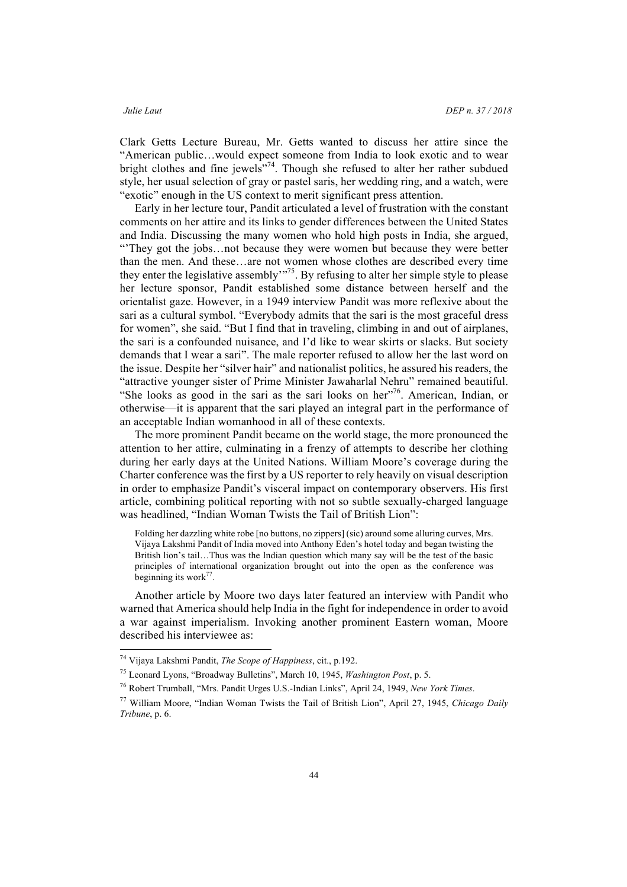Clark Getts Lecture Bureau, Mr. Getts wanted to discuss her attire since the "American public…would expect someone from India to look exotic and to wear bright clothes and fine jewels"[74]. Though she refused to alter her rather subdued style, her usual selection of gray or pastel saris, her wedding ring, and a watch, were "exotic" enough in the US context to merit significant press attention.

Early in her lecture tour, Pandit articulated a level of frustration with the constant comments on her attire and its links to gender differences between the United States and India. Discussing the many women who hold high posts in India, she argued, "'They got the jobs…not because they were women but because they were better than the men. And these…are not women whose clothes are described every time they enter the legislative assembly'"[75]. By refusing to alter her simple style to please her lecture sponsor, Pandit established some distance between herself and the orientalist gaze. However, in a 1949 interview Pandit was more reflexive about the sari as a cultural symbol. "Everybody admits that the sari is the most graceful dress for women", she said. "But I find that in traveling, climbing in and out of airplanes, the sari is a confounded nuisance, and I'd like to wear skirts or slacks. But society demands that I wear a sari". The male reporter refused to allow her the last word on the issue. Despite her "silver hair" and nationalist politics, he assured his readers, the "attractive younger sister of Prime Minister Jawaharlal Nehru" remained beautiful. "She looks as good in the sari as the sari looks on her"[76]. American, Indian, or otherwise—it is apparent that the sari played an integral part in the performance of an acceptable Indian womanhood in all of these contexts.

The more prominent Pandit became on the world stage, the more pronounced the attention to her attire, culminating in a frenzy of attempts to describe her clothing during her early days at the United Nations. William Moore's coverage during the Charter conference was the first by a US reporter to rely heavily on visual description in order to emphasize Pandit's visceral impact on contemporary observers. His first article, combining political reporting with not so subtle sexually-charged language was headlined, "Indian Woman Twists the Tail of British Lion":

> Folding her dazzling white robe [no buttons, no zippers] (sic) around some alluring curves, Mrs. Vijaya Lakshmi Pandit of India moved into Anthony Eden's hotel today and began twisting the British lion's tail…Thus was the Indian question which many say will be the test of the basic principles of international organization brought out into the open as the conference was beginning its work[77].

Another article by Moore two days later featured an interview with Pandit who warned that America should help India in the fight for independence in order to avoid a war against imperialism. Invoking another prominent Eastern woman, Moore described his interviewee as:

---

[74] Vijaya Lakshmi Pandit, *The Scope of Happiness*, cit., p.192.

[75] Leonard Lyons, "Broadway Bulletins", March 10, 1945, *Washington Post*, p. 5.

[76] Robert Trumball, "Mrs. Pandit Urges U.S.-Indian Links", April 24, 1949, *New York Times*.

[77] William Moore, "Indian Woman Twists the Tail of British Lion", April 27, 1945, *Chicago Daily Tribune*, p. 6.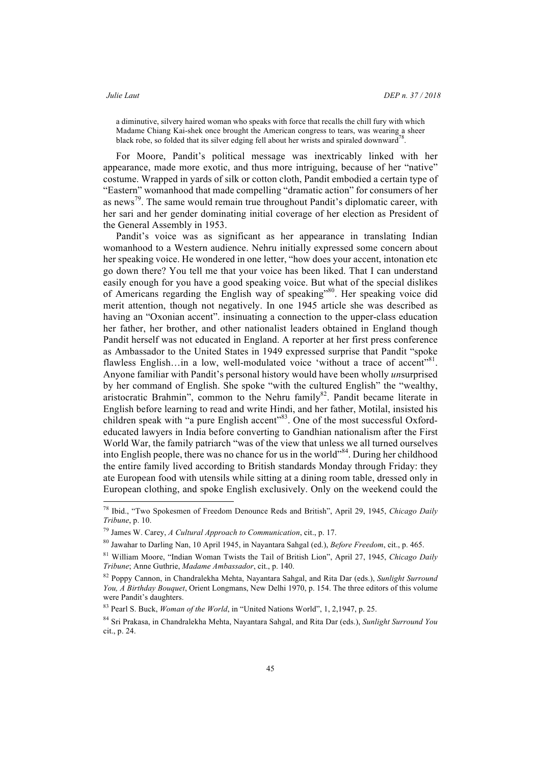> a diminutive, silvery haired woman who speaks with force that recalls the chill fury with which Madame Chiang Kai-shek once brought the American congress to tears, was wearing a sheer black robe, so folded that its silver edging fell about her wrists and spiraled downward[78].

For Moore, Pandit's political message was inextricably linked with her appearance, made more exotic, and thus more intriguing, because of her "native" costume. Wrapped in yards of silk or cotton cloth, Pandit embodied a certain type of "Eastern" womanhood that made compelling "dramatic action" for consumers of her as news[79]. The same would remain true throughout Pandit's diplomatic career, with her sari and her gender dominating initial coverage of her election as President of the General Assembly in 1953.

Pandit's voice was as significant as her appearance in translating Indian womanhood to a Western audience. Nehru initially expressed some concern about her speaking voice. He wondered in one letter, "how does your accent, intonation etc go down there? You tell me that your voice has been liked. That I can understand easily enough for you have a good speaking voice. But what of the special dislikes of Americans regarding the English way of speaking"[80]. Her speaking voice did merit attention, though not negatively. In one 1945 article she was described as having an "Oxonian accent". insinuating a connection to the upper-class education her father, her brother, and other nationalist leaders obtained in England though Pandit herself was not educated in England. A reporter at her first press conference as Ambassador to the United States in 1949 expressed surprise that Pandit "spoke flawless English…in a low, well-modulated voice 'without a trace of accent'"[81]. Anyone familiar with Pandit's personal history would have been wholly *un*surprised by her command of English. She spoke "with the cultured English" the "wealthy, aristocratic Brahmin", common to the Nehru family[82]. Pandit became literate in English before learning to read and write Hindi, and her father, Motilal, insisted his children speak with "a pure English accent"[83]. One of the most successful Oxford-educated lawyers in India before converting to Gandhian nationalism after the First World War, the family patriarch "was of the view that unless we all turned ourselves into English people, there was no chance for us in the world"[84]. During her childhood the entire family lived according to British standards Monday through Friday: they ate European food with utensils while sitting at a dining room table, dressed only in European clothing, and spoke English exclusively. Only on the weekend could the

---

[78] Ibid., "Two Spokesmen of Freedom Denounce Reds and British", April 29, 1945, *Chicago Daily Tribune*, p. 10.

[79] James W. Carey, *A Cultural Approach to Communication*, cit., p. 17.

[80] Jawahar to Darling Nan, 10 April 1945, in Nayantara Sahgal (ed.), *Before Freedom*, cit., p. 465.

[81] William Moore, "Indian Woman Twists the Tail of British Lion", April 27, 1945, *Chicago Daily Tribune*; Anne Guthrie, *Madame Ambassador*, cit., p. 140.

[82] Poppy Cannon, in Chandralekha Mehta, Nayantara Sahgal, and Rita Dar (eds.), *Sunlight Surround You, A Birthday Bouquet*, Orient Longmans, New Delhi 1970, p. 154. The three editors of this volume were Pandit's daughters.

[83] Pearl S. Buck, *Woman of the World*, in "United Nations World", 1, 2,1947, p. 25.

[84] Sri Prakasa, in Chandralekha Mehta, Nayantara Sahgal, and Rita Dar (eds.), *Sunlight Surround You* cit., p. 24.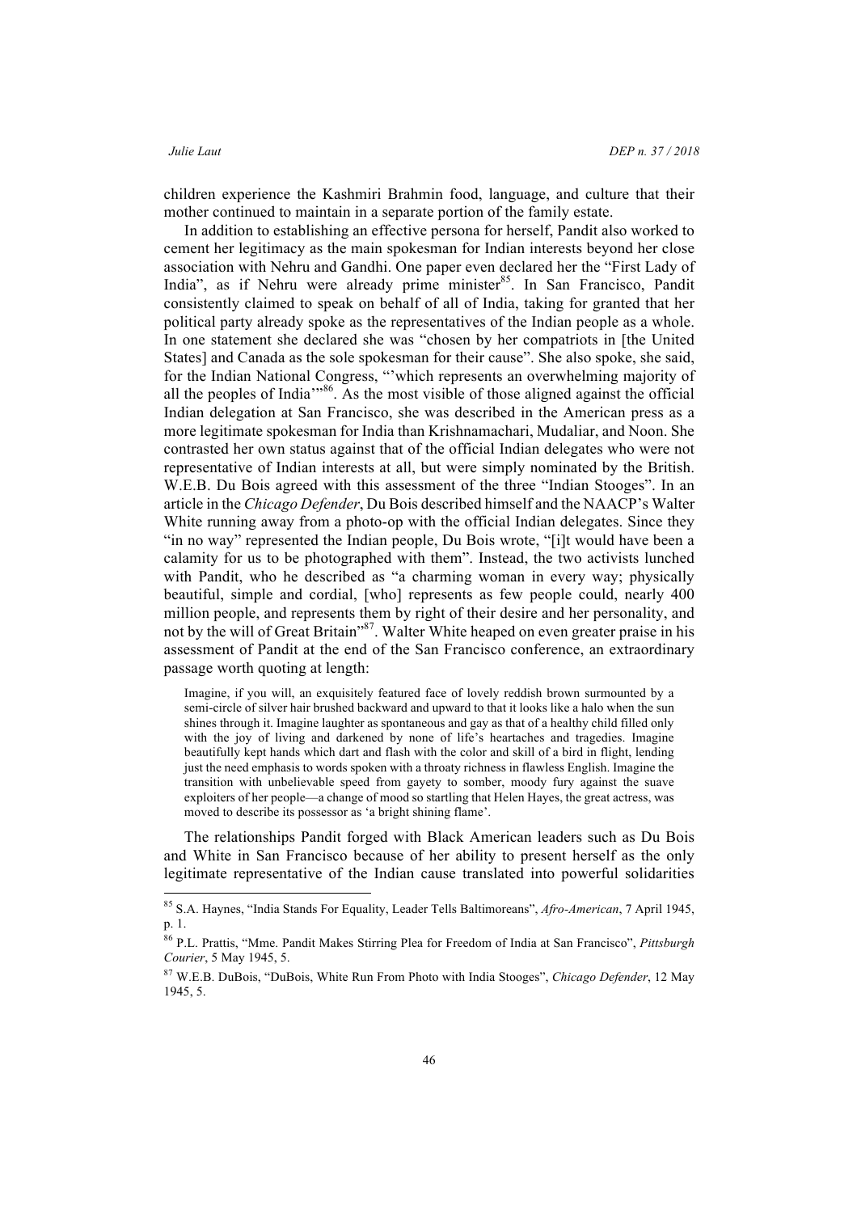children experience the Kashmiri Brahmin food, language, and culture that their mother continued to maintain in a separate portion of the family estate.

In addition to establishing an effective persona for herself, Pandit also worked to cement her legitimacy as the main spokesman for Indian interests beyond her close association with Nehru and Gandhi. One paper even declared her the "First Lady of India", as if Nehru were already prime minister[85]. In San Francisco, Pandit consistently claimed to speak on behalf of all of India, taking for granted that her political party already spoke as the representatives of the Indian people as a whole. In one statement she declared she was "chosen by her compatriots in [the United States] and Canada as the sole spokesman for their cause". She also spoke, she said, for the Indian National Congress, "'which represents an overwhelming majority of all the peoples of India'"[86]. As the most visible of those aligned against the official Indian delegation at San Francisco, she was described in the American press as a more legitimate spokesman for India than Krishnamachari, Mudaliar, and Noon. She contrasted her own status against that of the official Indian delegates who were not representative of Indian interests at all, but were simply nominated by the British. W.E.B. Du Bois agreed with this assessment of the three "Indian Stooges". In an article in the *Chicago Defender*, Du Bois described himself and the NAACP's Walter White running away from a photo-op with the official Indian delegates. Since they "in no way" represented the Indian people, Du Bois wrote, "[i]t would have been a calamity for us to be photographed with them". Instead, the two activists lunched with Pandit, who he described as "a charming woman in every way; physically beautiful, simple and cordial, [who] represents as few people could, nearly 400 million people, and represents them by right of their desire and her personality, and not by the will of Great Britain"[87]. Walter White heaped on even greater praise in his assessment of Pandit at the end of the San Francisco conference, an extraordinary passage worth quoting at length:

> Imagine, if you will, an exquisitely featured face of lovely reddish brown surmounted by a semi-circle of silver hair brushed backward and upward to that it looks like a halo when the sun shines through it. Imagine laughter as spontaneous and gay as that of a healthy child filled only with the joy of living and darkened by none of life's heartaches and tragedies. Imagine beautifully kept hands which dart and flash with the color and skill of a bird in flight, lending just the need emphasis to words spoken with a throaty richness in flawless English. Imagine the transition with unbelievable speed from gayety to somber, moody fury against the suave exploiters of her people—a change of mood so startling that Helen Hayes, the great actress, was moved to describe its possessor as 'a bright shining flame'.

The relationships Pandit forged with Black American leaders such as Du Bois and White in San Francisco because of her ability to present herself as the only legitimate representative of the Indian cause translated into powerful solidarities

---

[85] S.A. Haynes, "India Stands For Equality, Leader Tells Baltimoreans", *Afro-American*, 7 April 1945, p. 1.

[86] P.L. Prattis, "Mme. Pandit Makes Stirring Plea for Freedom of India at San Francisco", *Pittsburgh Courier*, 5 May 1945, 5.

[87] W.E.B. DuBois, "DuBois, White Run From Photo with India Stooges", *Chicago Defender*, 12 May 1945, 5.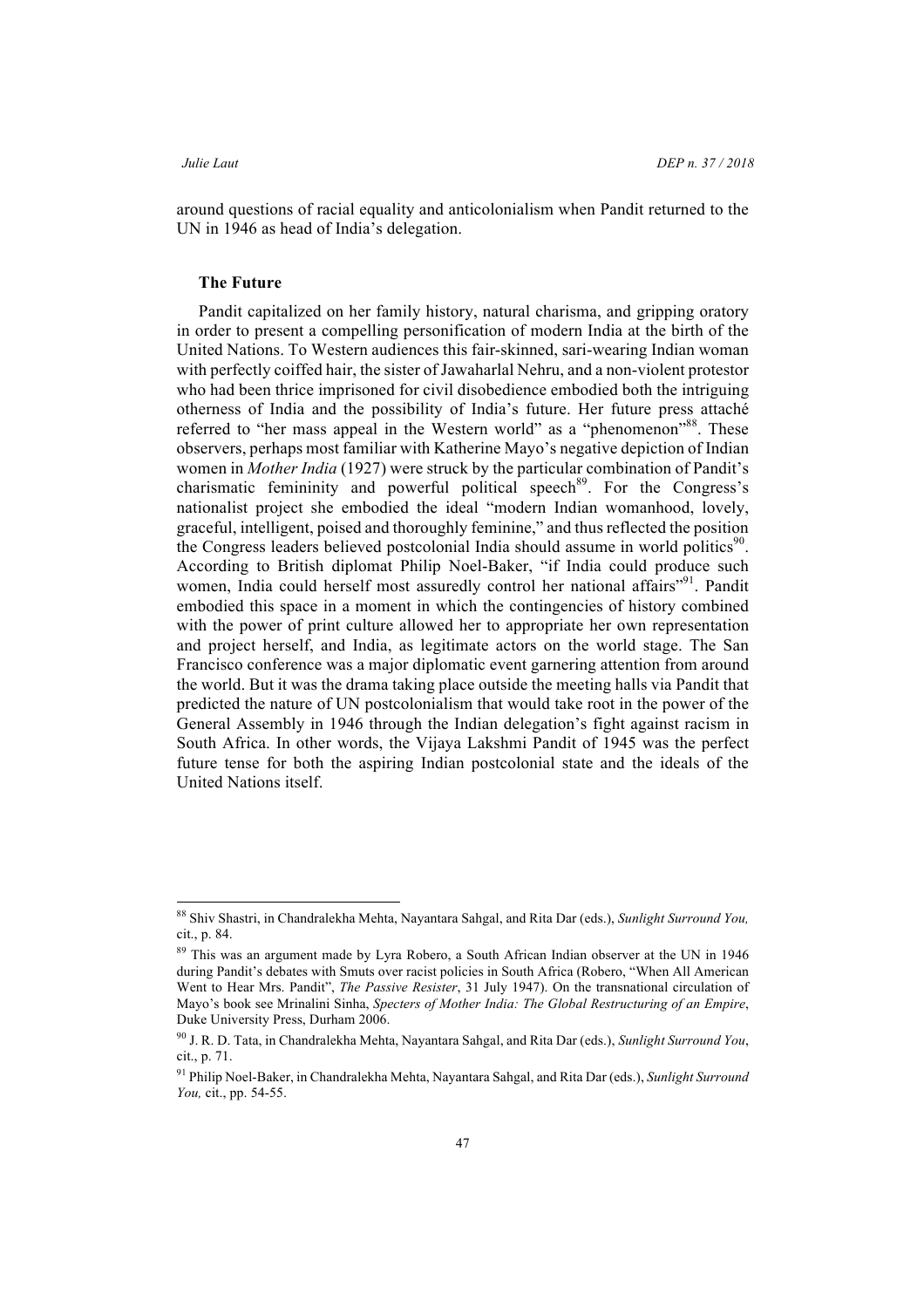around questions of racial equality and anticolonialism when Pandit returned to the UN in 1946 as head of India's delegation.

### The Future

Pandit capitalized on her family history, natural charisma, and gripping oratory in order to present a compelling personification of modern India at the birth of the United Nations. To Western audiences this fair-skinned, sari-wearing Indian woman with perfectly coiffed hair, the sister of Jawaharlal Nehru, and a non-violent protestor who had been thrice imprisoned for civil disobedience embodied both the intriguing otherness of India and the possibility of India's future. Her future press attaché referred to "her mass appeal in the Western world" as a "phenomenon"[88]. These observers, perhaps most familiar with Katherine Mayo's negative depiction of Indian women in *Mother India* (1927) were struck by the particular combination of Pandit's charismatic femininity and powerful political speech[89]. For the Congress's nationalist project she embodied the ideal "modern Indian womanhood, lovely, graceful, intelligent, poised and thoroughly feminine," and thus reflected the position the Congress leaders believed postcolonial India should assume in world politics[90]. According to British diplomat Philip Noel-Baker, "if India could produce such women, India could herself most assuredly control her national affairs"[91]. Pandit embodied this space in a moment in which the contingencies of history combined with the power of print culture allowed her to appropriate her own representation and project herself, and India, as legitimate actors on the world stage. The San Francisco conference was a major diplomatic event garnering attention from around the world. But it was the drama taking place outside the meeting halls via Pandit that predicted the nature of UN postcolonialism that would take root in the power of the General Assembly in 1946 through the Indian delegation's fight against racism in South Africa. In other words, the Vijaya Lakshmi Pandit of 1945 was the perfect future tense for both the aspiring Indian postcolonial state and the ideals of the United Nations itself.

---

[88] Shiv Shastri, in Chandralekha Mehta, Nayantara Sahgal, and Rita Dar (eds.), *Sunlight Surround You,* cit., p. 84.

[89] This was an argument made by Lyra Robero, a South African Indian observer at the UN in 1946 during Pandit's debates with Smuts over racist policies in South Africa (Robero, "When All American Went to Hear Mrs. Pandit", *The Passive Resister*, 31 July 1947). On the transnational circulation of Mayo's book see Mrinalini Sinha, *Specters of Mother India: The Global Restructuring of an Empire*, Duke University Press, Durham 2006.

[90] J. R. D. Tata, in Chandralekha Mehta, Nayantara Sahgal, and Rita Dar (eds.), *Sunlight Surround You*, cit., p. 71.

[91] Philip Noel-Baker, in Chandralekha Mehta, Nayantara Sahgal, and Rita Dar (eds.), *Sunlight Surround You,* cit., pp. 54-55.